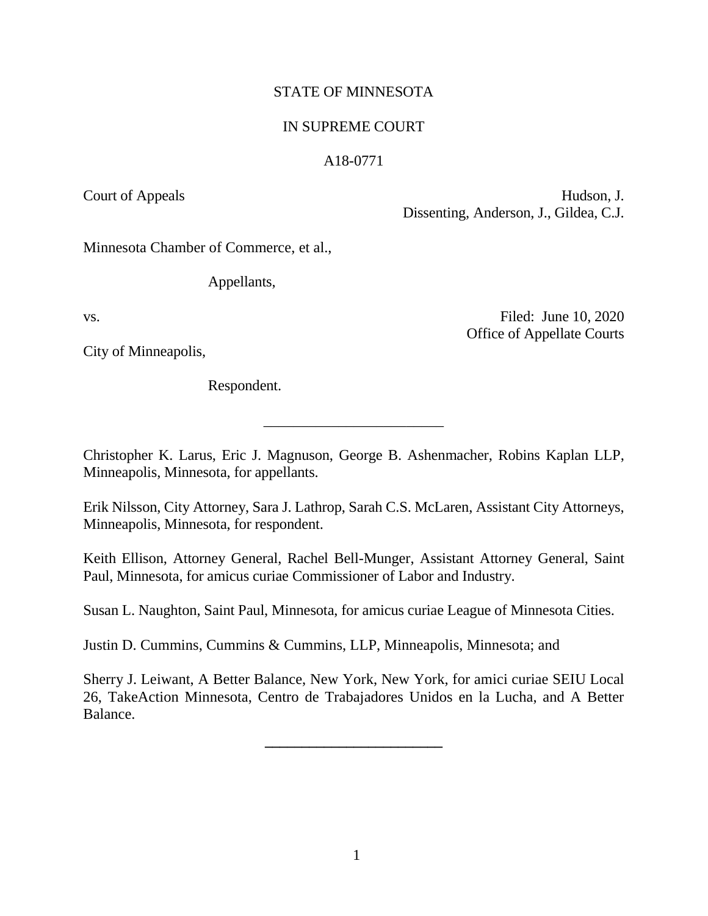STATE OF MINNESOTA

IN SUPREME COURT

A18-0771

Court of Appeals

Hudson, J.
Dissenting, Anderson, J., Gildea, C.J.

Minnesota Chamber of Commerce, et al.,

Appellants,

vs.

Filed: June 10, 2020
Office of Appellate Courts

City of Minneapolis,

Respondent.

---

Christopher K. Larus, Eric J. Magnuson, George B. Ashenmacher, Robins Kaplan LLP, Minneapolis, Minnesota, for appellants.

Erik Nilsson, City Attorney, Sara J. Lathrop, Sarah C.S. McLaren, Assistant City Attorneys, Minneapolis, Minnesota, for respondent.

Keith Ellison, Attorney General, Rachel Bell-Munger, Assistant Attorney General, Saint Paul, Minnesota, for amicus curiae Commissioner of Labor and Industry.

Susan L. Naughton, Saint Paul, Minnesota, for amicus curiae League of Minnesota Cities.

Justin D. Cummins, Cummins & Cummins, LLP, Minneapolis, Minnesota; and

Sherry J. Leiwant, A Better Balance, New York, New York, for amici curiae SEIU Local 26, TakeAction Minnesota, Centro de Trabajadores Unidos en la Lucha, and A Better Balance.

---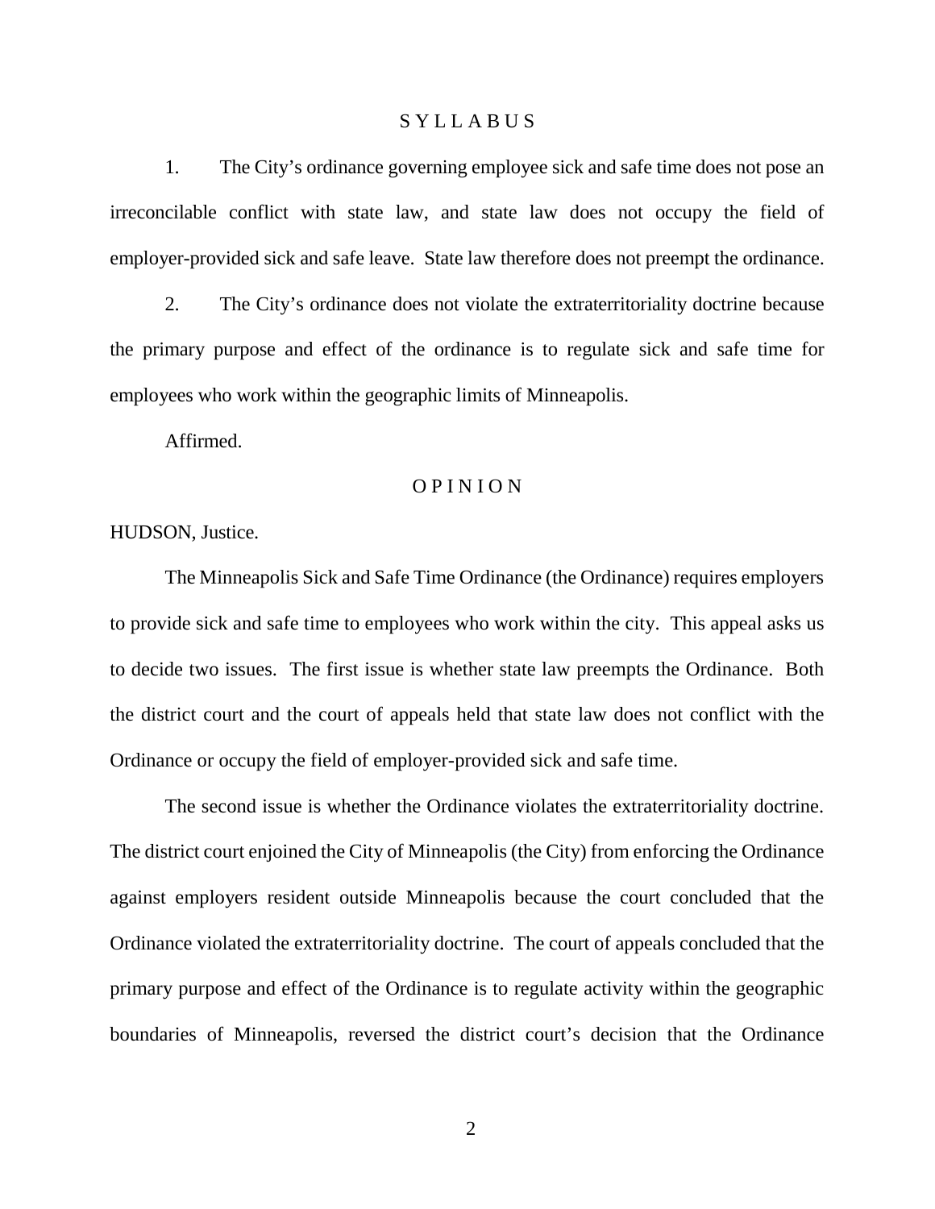## S Y L L A B U S

1. The City's ordinance governing employee sick and safe time does not pose an irreconcilable conflict with state law, and state law does not occupy the field of employer-provided sick and safe leave. State law therefore does not preempt the ordinance.

2. The City's ordinance does not violate the extraterritoriality doctrine because the primary purpose and effect of the ordinance is to regulate sick and safe time for employees who work within the geographic limits of Minneapolis.

Affirmed.

## O P I N I O N

HUDSON, Justice.

The Minneapolis Sick and Safe Time Ordinance (the Ordinance) requires employers to provide sick and safe time to employees who work within the city. This appeal asks us to decide two issues. The first issue is whether state law preempts the Ordinance. Both the district court and the court of appeals held that state law does not conflict with the Ordinance or occupy the field of employer-provided sick and safe time.

The second issue is whether the Ordinance violates the extraterritoriality doctrine. The district court enjoined the City of Minneapolis (the City) from enforcing the Ordinance against employers resident outside Minneapolis because the court concluded that the Ordinance violated the extraterritoriality doctrine. The court of appeals concluded that the primary purpose and effect of the Ordinance is to regulate activity within the geographic boundaries of Minneapolis, reversed the district court's decision that the Ordinance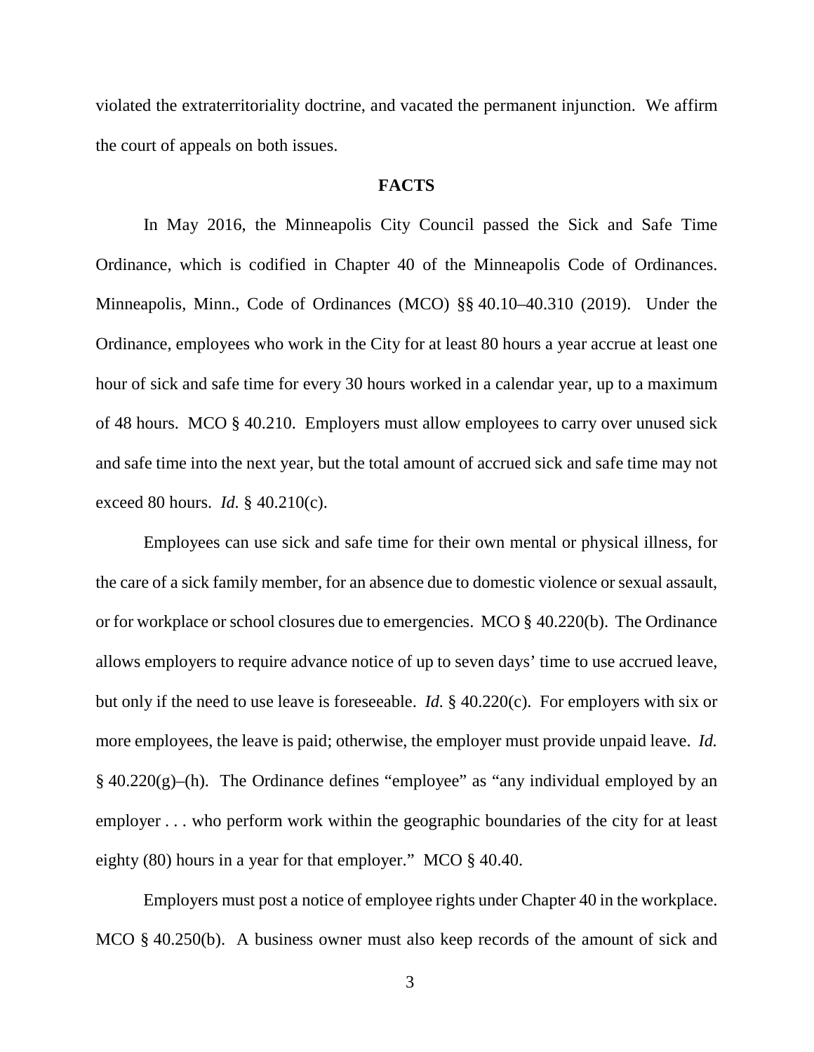violated the extraterritoriality doctrine, and vacated the permanent injunction. We affirm the court of appeals on both issues.

**FACTS**

In May 2016, the Minneapolis City Council passed the Sick and Safe Time Ordinance, which is codified in Chapter 40 of the Minneapolis Code of Ordinances. Minneapolis, Minn., Code of Ordinances (MCO) §§ 40.10–40.310 (2019). Under the Ordinance, employees who work in the City for at least 80 hours a year accrue at least one hour of sick and safe time for every 30 hours worked in a calendar year, up to a maximum of 48 hours. MCO § 40.210. Employers must allow employees to carry over unused sick and safe time into the next year, but the total amount of accrued sick and safe time may not exceed 80 hours. *Id.* § 40.210(c).

Employees can use sick and safe time for their own mental or physical illness, for the care of a sick family member, for an absence due to domestic violence or sexual assault, or for workplace or school closures due to emergencies. MCO § 40.220(b). The Ordinance allows employers to require advance notice of up to seven days' time to use accrued leave, but only if the need to use leave is foreseeable. *Id.* § 40.220(c). For employers with six or more employees, the leave is paid; otherwise, the employer must provide unpaid leave. *Id.* § 40.220(g)–(h). The Ordinance defines "employee" as "any individual employed by an employer . . . who perform work within the geographic boundaries of the city for at least eighty (80) hours in a year for that employer." MCO § 40.40.

Employers must post a notice of employee rights under Chapter 40 in the workplace. MCO § 40.250(b). A business owner must also keep records of the amount of sick and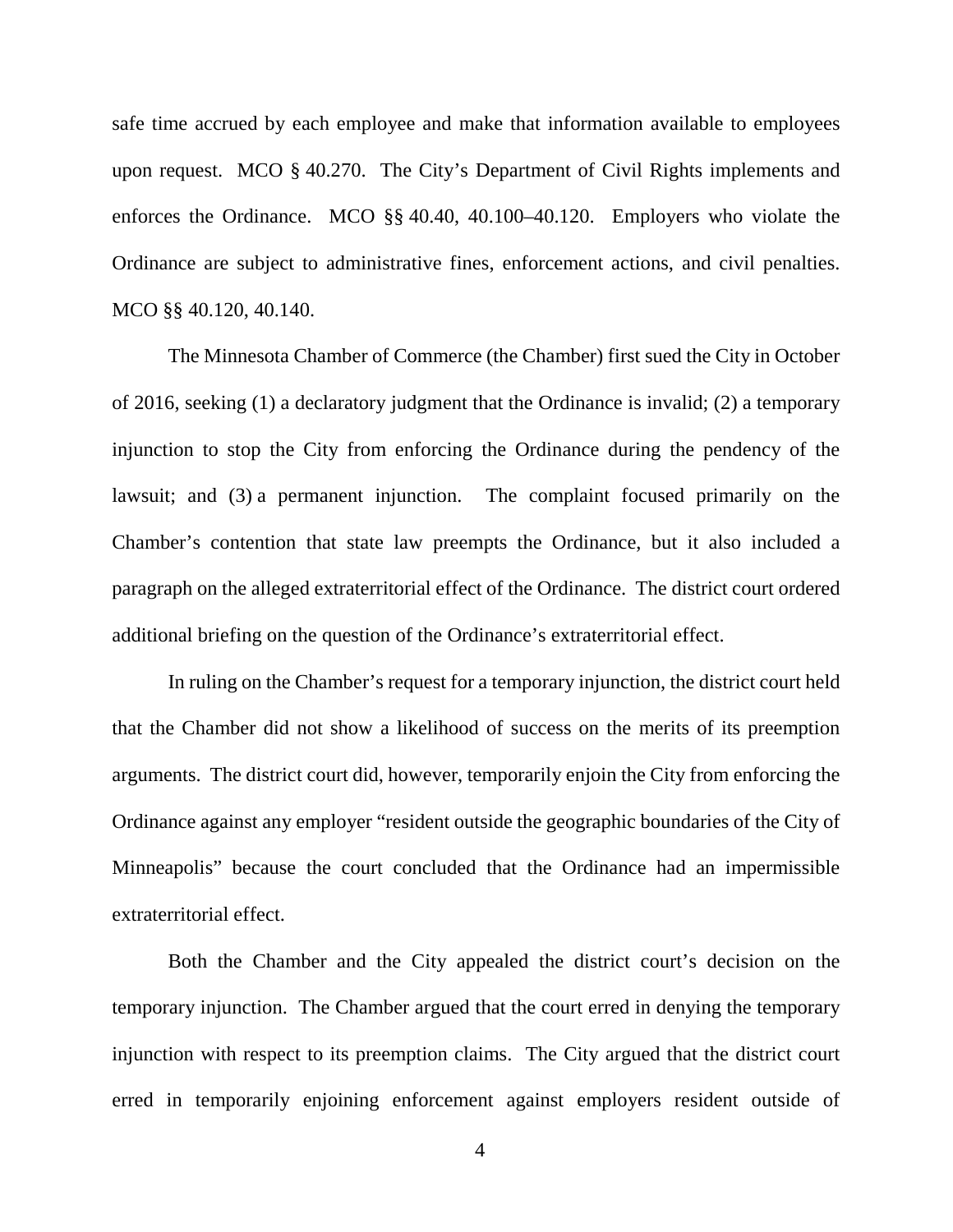safe time accrued by each employee and make that information available to employees upon request. MCO § 40.270. The City's Department of Civil Rights implements and enforces the Ordinance. MCO §§ 40.40, 40.100–40.120. Employers who violate the Ordinance are subject to administrative fines, enforcement actions, and civil penalties. MCO §§ 40.120, 40.140.

The Minnesota Chamber of Commerce (the Chamber) first sued the City in October of 2016, seeking (1) a declaratory judgment that the Ordinance is invalid; (2) a temporary injunction to stop the City from enforcing the Ordinance during the pendency of the lawsuit; and (3) a permanent injunction. The complaint focused primarily on the Chamber's contention that state law preempts the Ordinance, but it also included a paragraph on the alleged extraterritorial effect of the Ordinance. The district court ordered additional briefing on the question of the Ordinance's extraterritorial effect.

In ruling on the Chamber's request for a temporary injunction, the district court held that the Chamber did not show a likelihood of success on the merits of its preemption arguments. The district court did, however, temporarily enjoin the City from enforcing the Ordinance against any employer "resident outside the geographic boundaries of the City of Minneapolis" because the court concluded that the Ordinance had an impermissible extraterritorial effect.

Both the Chamber and the City appealed the district court's decision on the temporary injunction. The Chamber argued that the court erred in denying the temporary injunction with respect to its preemption claims. The City argued that the district court erred in temporarily enjoining enforcement against employers resident outside of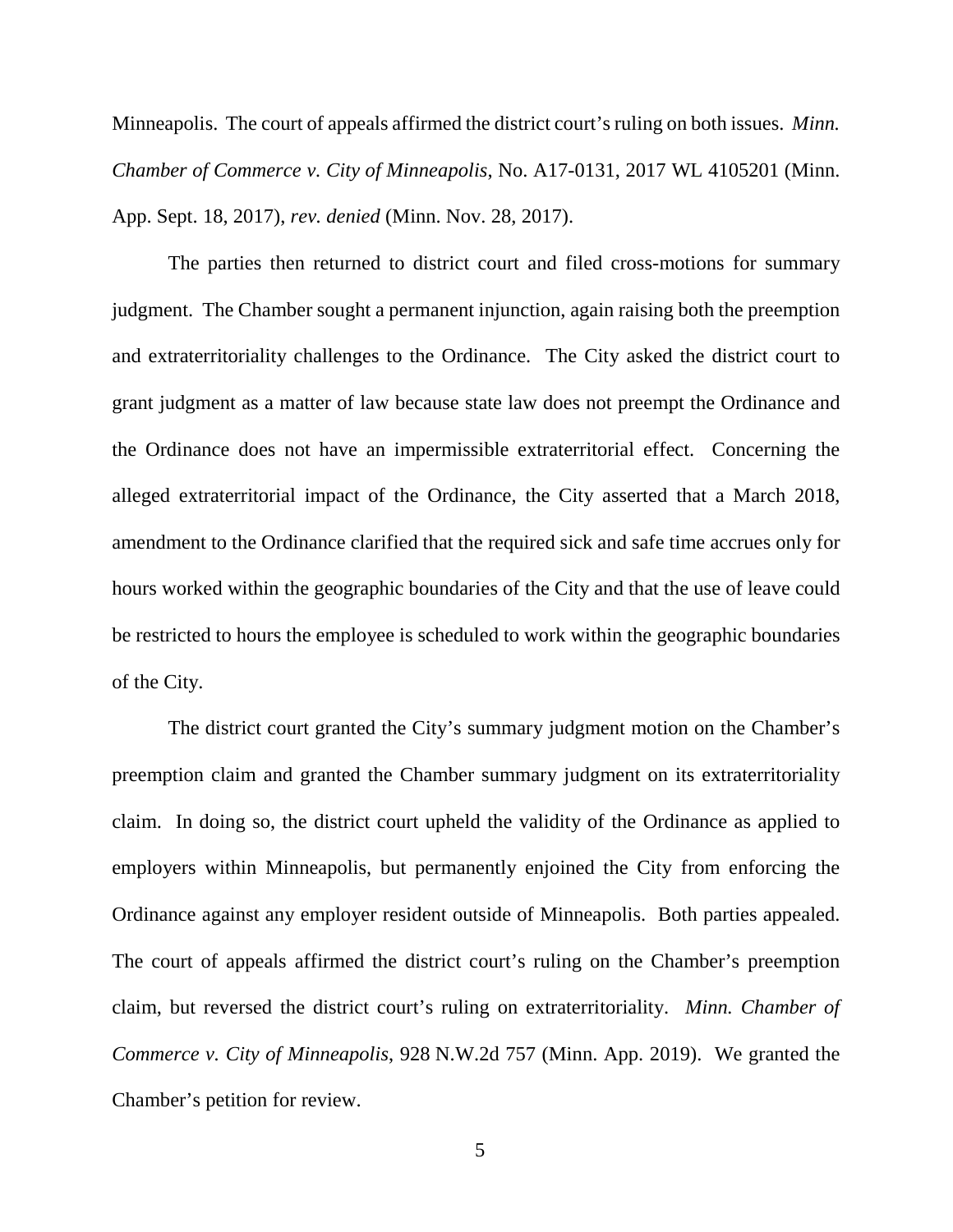Minneapolis. The court of appeals affirmed the district court's ruling on both issues. *Minn. Chamber of Commerce v. City of Minneapolis*, No. A17-0131, 2017 WL 4105201 (Minn. App. Sept. 18, 2017), *rev. denied* (Minn. Nov. 28, 2017).

The parties then returned to district court and filed cross-motions for summary judgment. The Chamber sought a permanent injunction, again raising both the preemption and extraterritoriality challenges to the Ordinance. The City asked the district court to grant judgment as a matter of law because state law does not preempt the Ordinance and the Ordinance does not have an impermissible extraterritorial effect. Concerning the alleged extraterritorial impact of the Ordinance, the City asserted that a March 2018, amendment to the Ordinance clarified that the required sick and safe time accrues only for hours worked within the geographic boundaries of the City and that the use of leave could be restricted to hours the employee is scheduled to work within the geographic boundaries of the City.

The district court granted the City's summary judgment motion on the Chamber's preemption claim and granted the Chamber summary judgment on its extraterritoriality claim. In doing so, the district court upheld the validity of the Ordinance as applied to employers within Minneapolis, but permanently enjoined the City from enforcing the Ordinance against any employer resident outside of Minneapolis. Both parties appealed. The court of appeals affirmed the district court's ruling on the Chamber's preemption claim, but reversed the district court's ruling on extraterritoriality. *Minn. Chamber of Commerce v. City of Minneapolis*, 928 N.W.2d 757 (Minn. App. 2019). We granted the Chamber's petition for review.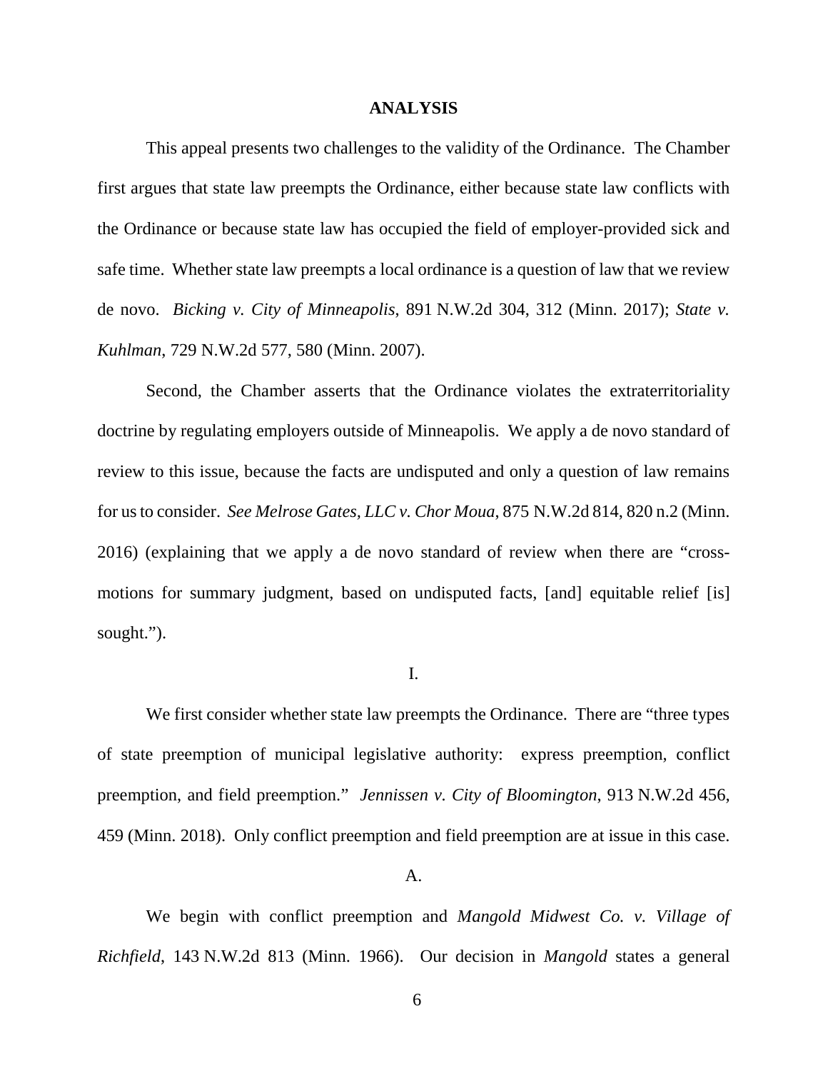## ANALYSIS

This appeal presents two challenges to the validity of the Ordinance. The Chamber first argues that state law preempts the Ordinance, either because state law conflicts with the Ordinance or because state law has occupied the field of employer-provided sick and safe time. Whether state law preempts a local ordinance is a question of law that we review de novo. *Bicking v. City of Minneapolis*, 891 N.W.2d 304, 312 (Minn. 2017); *State v. Kuhlman*, 729 N.W.2d 577, 580 (Minn. 2007).

Second, the Chamber asserts that the Ordinance violates the extraterritoriality doctrine by regulating employers outside of Minneapolis. We apply a de novo standard of review to this issue, because the facts are undisputed and only a question of law remains for us to consider. *See Melrose Gates, LLC v. Chor Moua*, 875 N.W.2d 814, 820 n.2 (Minn. 2016) (explaining that we apply a de novo standard of review when there are "cross-motions for summary judgment, based on undisputed facts, [and] equitable relief [is] sought.").

### I.

We first consider whether state law preempts the Ordinance. There are "three types of state preemption of municipal legislative authority: express preemption, conflict preemption, and field preemption." *Jennissen v. City of Bloomington*, 913 N.W.2d 456, 459 (Minn. 2018). Only conflict preemption and field preemption are at issue in this case.

#### A.

We begin with conflict preemption and *Mangold Midwest Co. v. Village of Richfield*, 143 N.W.2d 813 (Minn. 1966). Our decision in *Mangold* states a general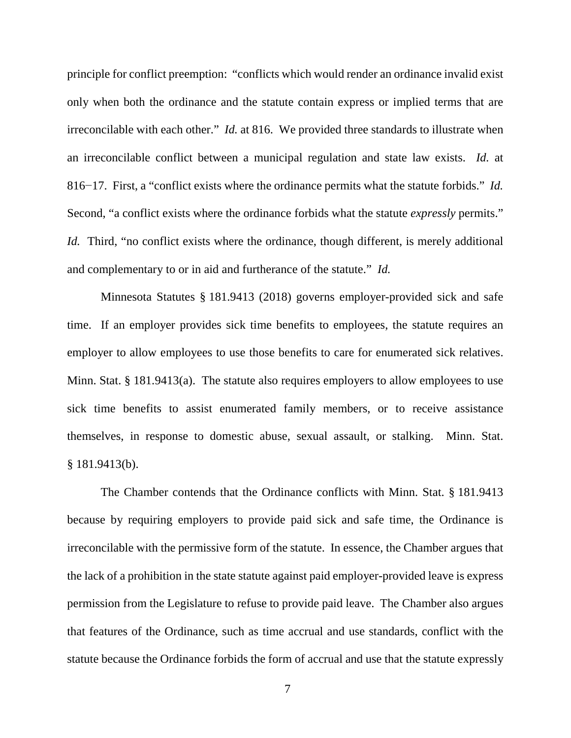principle for conflict preemption: "conflicts which would render an ordinance invalid exist only when both the ordinance and the statute contain express or implied terms that are irreconcilable with each other." *Id.* at 816. We provided three standards to illustrate when an irreconcilable conflict between a municipal regulation and state law exists. *Id.* at 816−17. First, a "conflict exists where the ordinance permits what the statute forbids." *Id.* Second, "a conflict exists where the ordinance forbids what the statute *expressly* permits." *Id.* Third, "no conflict exists where the ordinance, though different, is merely additional and complementary to or in aid and furtherance of the statute." *Id.*

Minnesota Statutes § 181.9413 (2018) governs employer-provided sick and safe time. If an employer provides sick time benefits to employees, the statute requires an employer to allow employees to use those benefits to care for enumerated sick relatives. Minn. Stat. § 181.9413(a). The statute also requires employers to allow employees to use sick time benefits to assist enumerated family members, or to receive assistance themselves, in response to domestic abuse, sexual assault, or stalking. Minn. Stat. § 181.9413(b).

The Chamber contends that the Ordinance conflicts with Minn. Stat. § 181.9413 because by requiring employers to provide paid sick and safe time, the Ordinance is irreconcilable with the permissive form of the statute. In essence, the Chamber argues that the lack of a prohibition in the state statute against paid employer-provided leave is express permission from the Legislature to refuse to provide paid leave. The Chamber also argues that features of the Ordinance, such as time accrual and use standards, conflict with the statute because the Ordinance forbids the form of accrual and use that the statute expressly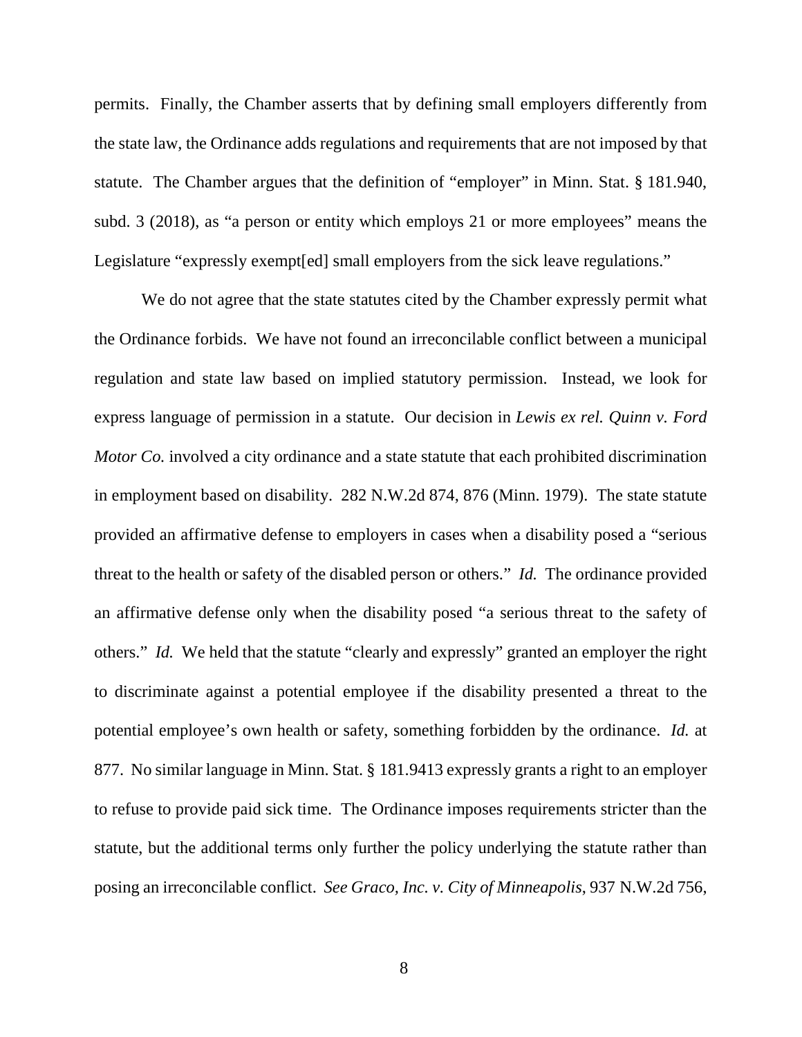permits. Finally, the Chamber asserts that by defining small employers differently from the state law, the Ordinance adds regulations and requirements that are not imposed by that statute. The Chamber argues that the definition of "employer" in Minn. Stat. § 181.940, subd. 3 (2018), as "a person or entity which employs 21 or more employees" means the Legislature "expressly exempt[ed] small employers from the sick leave regulations."

We do not agree that the state statutes cited by the Chamber expressly permit what the Ordinance forbids. We have not found an irreconcilable conflict between a municipal regulation and state law based on implied statutory permission. Instead, we look for express language of permission in a statute. Our decision in *Lewis ex rel. Quinn v. Ford Motor Co.* involved a city ordinance and a state statute that each prohibited discrimination in employment based on disability. 282 N.W.2d 874, 876 (Minn. 1979). The state statute provided an affirmative defense to employers in cases when a disability posed a "serious threat to the health or safety of the disabled person or others." *Id.* The ordinance provided an affirmative defense only when the disability posed "a serious threat to the safety of others." *Id.* We held that the statute "clearly and expressly" granted an employer the right to discriminate against a potential employee if the disability presented a threat to the potential employee's own health or safety, something forbidden by the ordinance. *Id.* at 877. No similar language in Minn. Stat. § 181.9413 expressly grants a right to an employer to refuse to provide paid sick time. The Ordinance imposes requirements stricter than the statute, but the additional terms only further the policy underlying the statute rather than posing an irreconcilable conflict. *See Graco, Inc. v. City of Minneapolis*, 937 N.W.2d 756,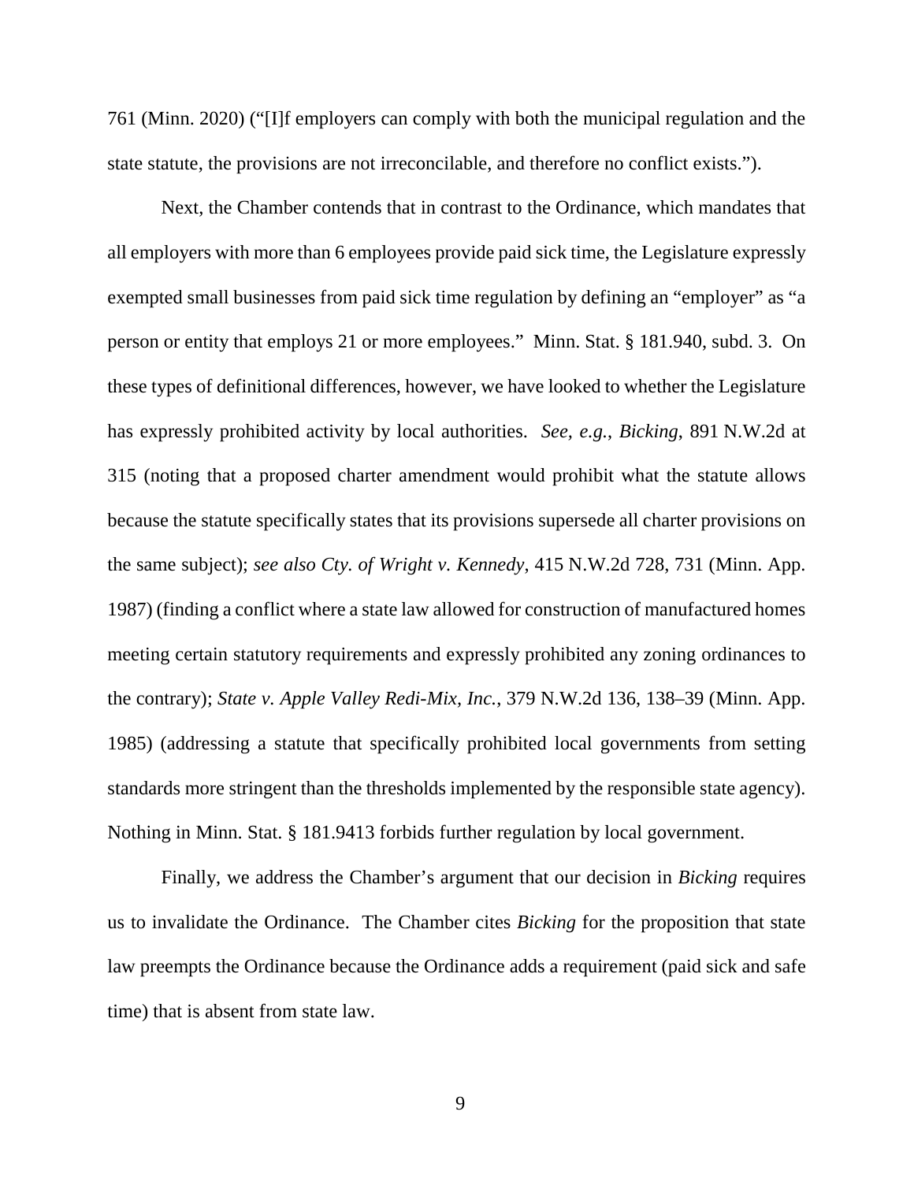761 (Minn. 2020) ("[I]f employers can comply with both the municipal regulation and the state statute, the provisions are not irreconcilable, and therefore no conflict exists.").

Next, the Chamber contends that in contrast to the Ordinance, which mandates that all employers with more than 6 employees provide paid sick time, the Legislature expressly exempted small businesses from paid sick time regulation by defining an "employer" as "a person or entity that employs 21 or more employees." Minn. Stat. § 181.940, subd. 3. On these types of definitional differences, however, we have looked to whether the Legislature has expressly prohibited activity by local authorities. *See, e.g.*, *Bicking*, 891 N.W.2d at 315 (noting that a proposed charter amendment would prohibit what the statute allows because the statute specifically states that its provisions supersede all charter provisions on the same subject); *see also Cty. of Wright v. Kennedy*, 415 N.W.2d 728, 731 (Minn. App. 1987) (finding a conflict where a state law allowed for construction of manufactured homes meeting certain statutory requirements and expressly prohibited any zoning ordinances to the contrary); *State v. Apple Valley Redi-Mix, Inc.*, 379 N.W.2d 136, 138–39 (Minn. App. 1985) (addressing a statute that specifically prohibited local governments from setting standards more stringent than the thresholds implemented by the responsible state agency). Nothing in Minn. Stat. § 181.9413 forbids further regulation by local government.

Finally, we address the Chamber's argument that our decision in *Bicking* requires us to invalidate the Ordinance. The Chamber cites *Bicking* for the proposition that state law preempts the Ordinance because the Ordinance adds a requirement (paid sick and safe time) that is absent from state law.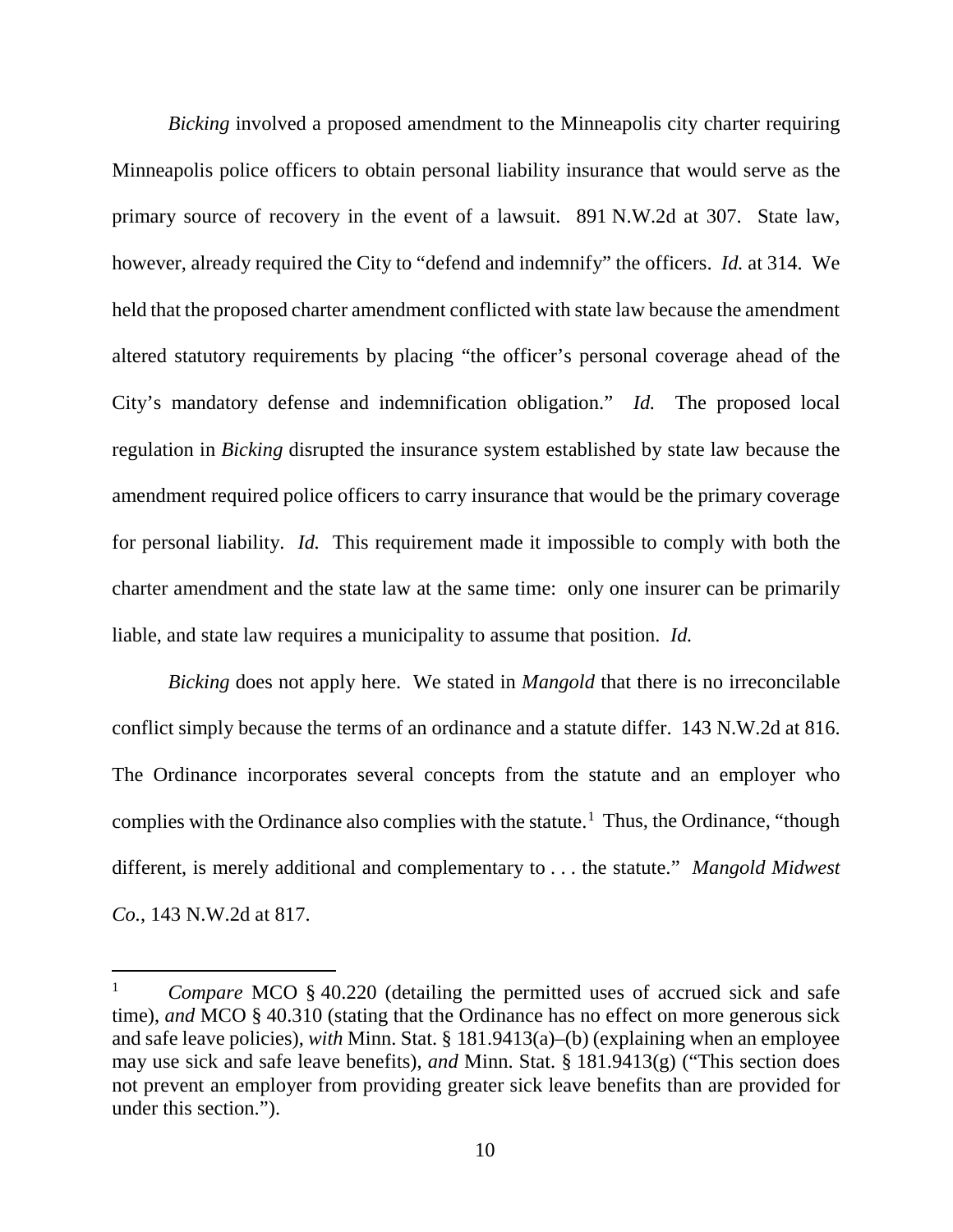*Bicking* involved a proposed amendment to the Minneapolis city charter requiring Minneapolis police officers to obtain personal liability insurance that would serve as the primary source of recovery in the event of a lawsuit. 891 N.W.2d at 307. State law, however, already required the City to "defend and indemnify" the officers. *Id.* at 314. We held that the proposed charter amendment conflicted with state law because the amendment altered statutory requirements by placing "the officer's personal coverage ahead of the City's mandatory defense and indemnification obligation." *Id.* The proposed local regulation in *Bicking* disrupted the insurance system established by state law because the amendment required police officers to carry insurance that would be the primary coverage for personal liability. *Id.* This requirement made it impossible to comply with both the charter amendment and the state law at the same time: only one insurer can be primarily liable, and state law requires a municipality to assume that position. *Id.*

*Bicking* does not apply here. We stated in *Mangold* that there is no irreconcilable conflict simply because the terms of an ordinance and a statute differ. 143 N.W.2d at 816. The Ordinance incorporates several concepts from the statute and an employer who complies with the Ordinance also complies with the statute.[1] Thus, the Ordinance, "though different, is merely additional and complementary to . . . the statute." *Mangold Midwest Co.*, 143 N.W.2d at 817.

---

[1] *Compare* MCO § 40.220 (detailing the permitted uses of accrued sick and safe time), *and* MCO § 40.310 (stating that the Ordinance has no effect on more generous sick and safe leave policies), *with* Minn. Stat. § 181.9413(a)–(b) (explaining when an employee may use sick and safe leave benefits), *and* Minn. Stat. § 181.9413(g) ("This section does not prevent an employer from providing greater sick leave benefits than are provided for under this section.").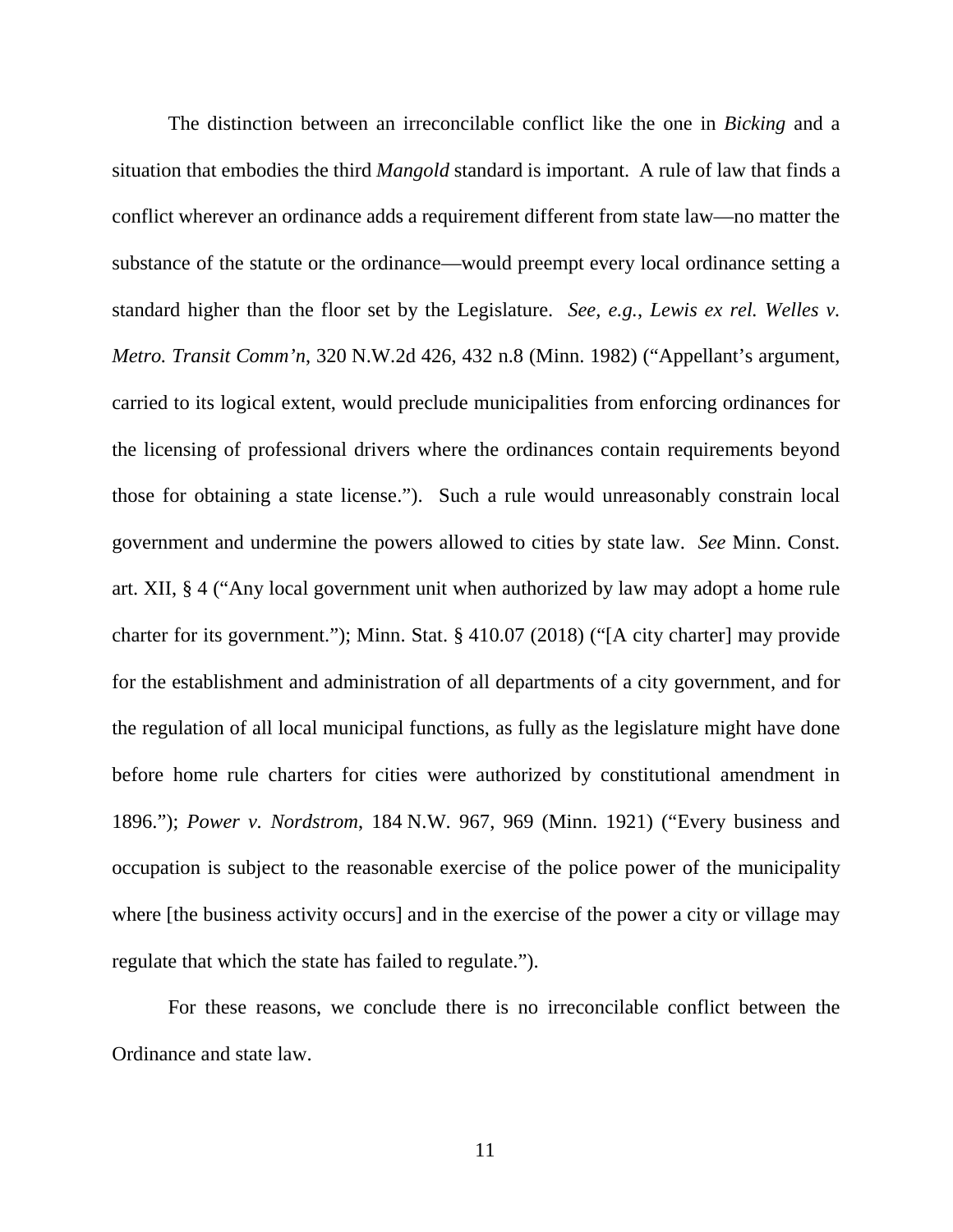The distinction between an irreconcilable conflict like the one in *Bicking* and a situation that embodies the third *Mangold* standard is important. A rule of law that finds a conflict wherever an ordinance adds a requirement different from state law—no matter the substance of the statute or the ordinance—would preempt every local ordinance setting a standard higher than the floor set by the Legislature. *See, e.g.*, *Lewis ex rel. Welles v. Metro. Transit Comm'n*, 320 N.W.2d 426, 432 n.8 (Minn. 1982) ("Appellant's argument, carried to its logical extent, would preclude municipalities from enforcing ordinances for the licensing of professional drivers where the ordinances contain requirements beyond those for obtaining a state license."). Such a rule would unreasonably constrain local government and undermine the powers allowed to cities by state law. *See* Minn. Const. art. XII, § 4 ("Any local government unit when authorized by law may adopt a home rule charter for its government."); Minn. Stat. § 410.07 (2018) ("[A city charter] may provide for the establishment and administration of all departments of a city government, and for the regulation of all local municipal functions, as fully as the legislature might have done before home rule charters for cities were authorized by constitutional amendment in 1896."); *Power v. Nordstrom*, 184 N.W. 967, 969 (Minn. 1921) ("Every business and occupation is subject to the reasonable exercise of the police power of the municipality where [the business activity occurs] and in the exercise of the power a city or village may regulate that which the state has failed to regulate.").

For these reasons, we conclude there is no irreconcilable conflict between the Ordinance and state law.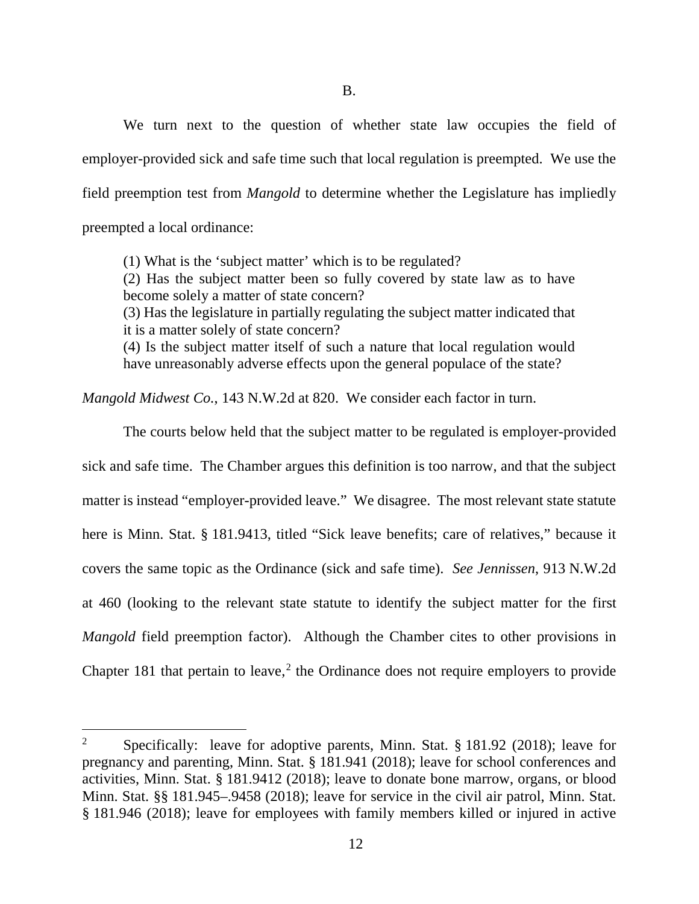B.

We turn next to the question of whether state law occupies the field of employer-provided sick and safe time such that local regulation is preempted. We use the field preemption test from *Mangold* to determine whether the Legislature has impliedly preempted a local ordinance:

> (1) What is the 'subject matter' which is to be regulated?
> (2) Has the subject matter been so fully covered by state law as to have become solely a matter of state concern?
> (3) Has the legislature in partially regulating the subject matter indicated that it is a matter solely of state concern?
> (4) Is the subject matter itself of such a nature that local regulation would have unreasonably adverse effects upon the general populace of the state?

*Mangold Midwest Co.*, 143 N.W.2d at 820. We consider each factor in turn.

The courts below held that the subject matter to be regulated is employer-provided sick and safe time. The Chamber argues this definition is too narrow, and that the subject matter is instead "employer-provided leave." We disagree. The most relevant state statute here is Minn. Stat. § 181.9413, titled "Sick leave benefits; care of relatives," because it covers the same topic as the Ordinance (sick and safe time). *See Jennissen*, 913 N.W.2d at 460 (looking to the relevant state statute to identify the subject matter for the first *Mangold* field preemption factor). Although the Chamber cites to other provisions in Chapter 181 that pertain to leave,[2] the Ordinance does not require employers to provide

---

[2] Specifically: leave for adoptive parents, Minn. Stat. § 181.92 (2018); leave for pregnancy and parenting, Minn. Stat. § 181.941 (2018); leave for school conferences and activities, Minn. Stat. § 181.9412 (2018); leave to donate bone marrow, organs, or blood Minn. Stat. §§ 181.945–.9458 (2018); leave for service in the civil air patrol, Minn. Stat. § 181.946 (2018); leave for employees with family members killed or injured in active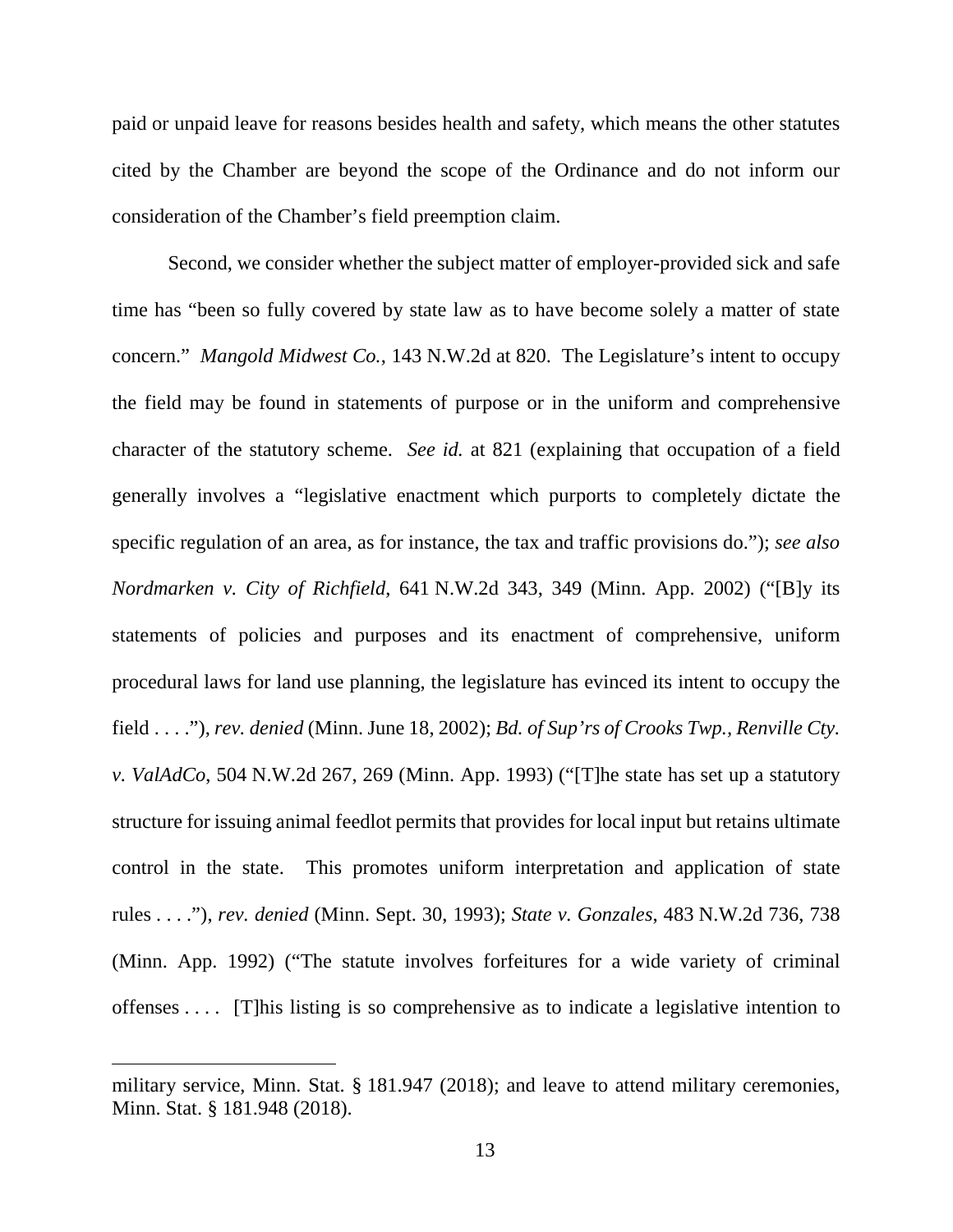paid or unpaid leave for reasons besides health and safety, which means the other statutes cited by the Chamber are beyond the scope of the Ordinance and do not inform our consideration of the Chamber's field preemption claim.

Second, we consider whether the subject matter of employer-provided sick and safe time has "been so fully covered by state law as to have become solely a matter of state concern." *Mangold Midwest Co.*, 143 N.W.2d at 820. The Legislature's intent to occupy the field may be found in statements of purpose or in the uniform and comprehensive character of the statutory scheme. *See id.* at 821 (explaining that occupation of a field generally involves a "legislative enactment which purports to completely dictate the specific regulation of an area, as for instance, the tax and traffic provisions do."); *see also Nordmarken v. City of Richfield*, 641 N.W.2d 343, 349 (Minn. App. 2002) ("[B]y its statements of policies and purposes and its enactment of comprehensive, uniform procedural laws for land use planning, the legislature has evinced its intent to occupy the field . . . ."), *rev. denied* (Minn. June 18, 2002); *Bd. of Sup'rs of Crooks Twp., Renville Cty. v. ValAdCo*, 504 N.W.2d 267, 269 (Minn. App. 1993) ("[T]he state has set up a statutory structure for issuing animal feedlot permits that provides for local input but retains ultimate control in the state. This promotes uniform interpretation and application of state rules . . . ."), *rev. denied* (Minn. Sept. 30, 1993); *State v. Gonzales*, 483 N.W.2d 736, 738 (Minn. App. 1992) ("The statute involves forfeitures for a wide variety of criminal offenses . . . . [T]his listing is so comprehensive as to indicate a legislative intention to

---

military service, Minn. Stat. § 181.947 (2018); and leave to attend military ceremonies, Minn. Stat. § 181.948 (2018).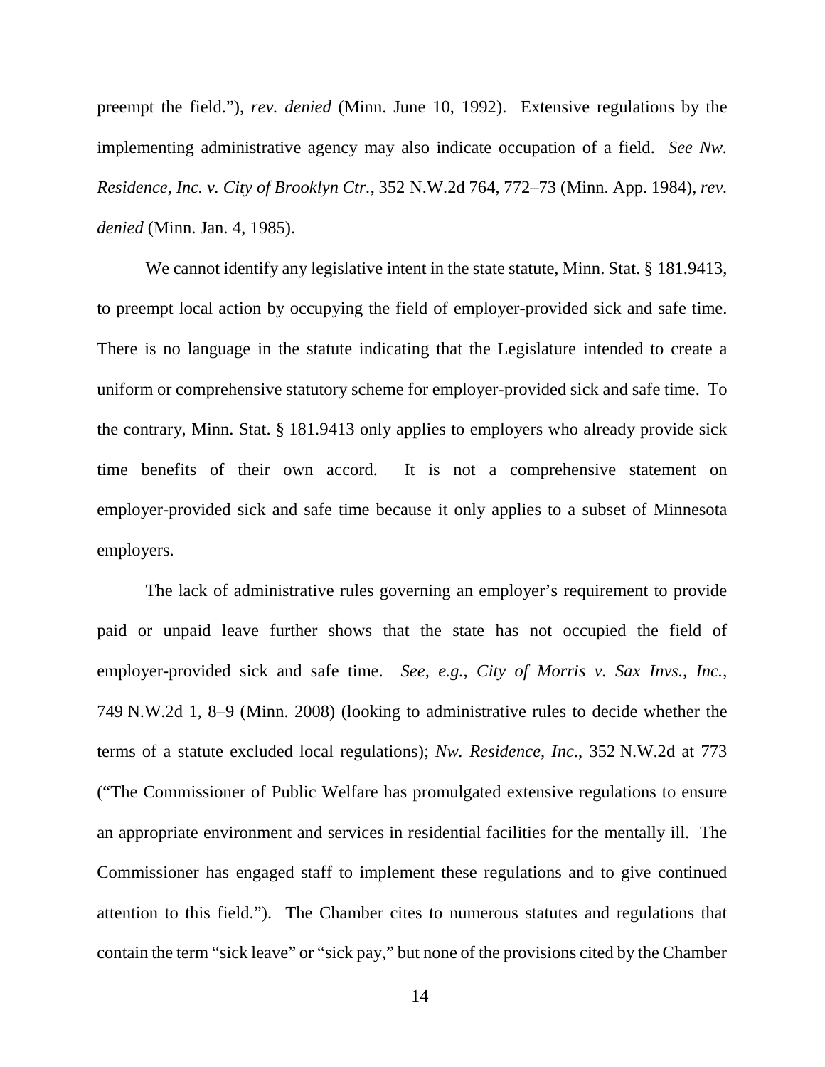preempt the field."), *rev. denied* (Minn. June 10, 1992). Extensive regulations by the implementing administrative agency may also indicate occupation of a field. *See Nw. Residence, Inc. v. City of Brooklyn Ctr.*, 352 N.W.2d 764, 772–73 (Minn. App. 1984), *rev. denied* (Minn. Jan. 4, 1985).

We cannot identify any legislative intent in the state statute, Minn. Stat. § 181.9413, to preempt local action by occupying the field of employer-provided sick and safe time. There is no language in the statute indicating that the Legislature intended to create a uniform or comprehensive statutory scheme for employer-provided sick and safe time. To the contrary, Minn. Stat. § 181.9413 only applies to employers who already provide sick time benefits of their own accord. It is not a comprehensive statement on employer-provided sick and safe time because it only applies to a subset of Minnesota employers.

The lack of administrative rules governing an employer's requirement to provide paid or unpaid leave further shows that the state has not occupied the field of employer-provided sick and safe time. *See, e.g.*, *City of Morris v. Sax Invs., Inc.*, 749 N.W.2d 1, 8–9 (Minn. 2008) (looking to administrative rules to decide whether the terms of a statute excluded local regulations); *Nw. Residence, Inc*., 352 N.W.2d at 773 ("The Commissioner of Public Welfare has promulgated extensive regulations to ensure an appropriate environment and services in residential facilities for the mentally ill. The Commissioner has engaged staff to implement these regulations and to give continued attention to this field."). The Chamber cites to numerous statutes and regulations that contain the term "sick leave" or "sick pay," but none of the provisions cited by the Chamber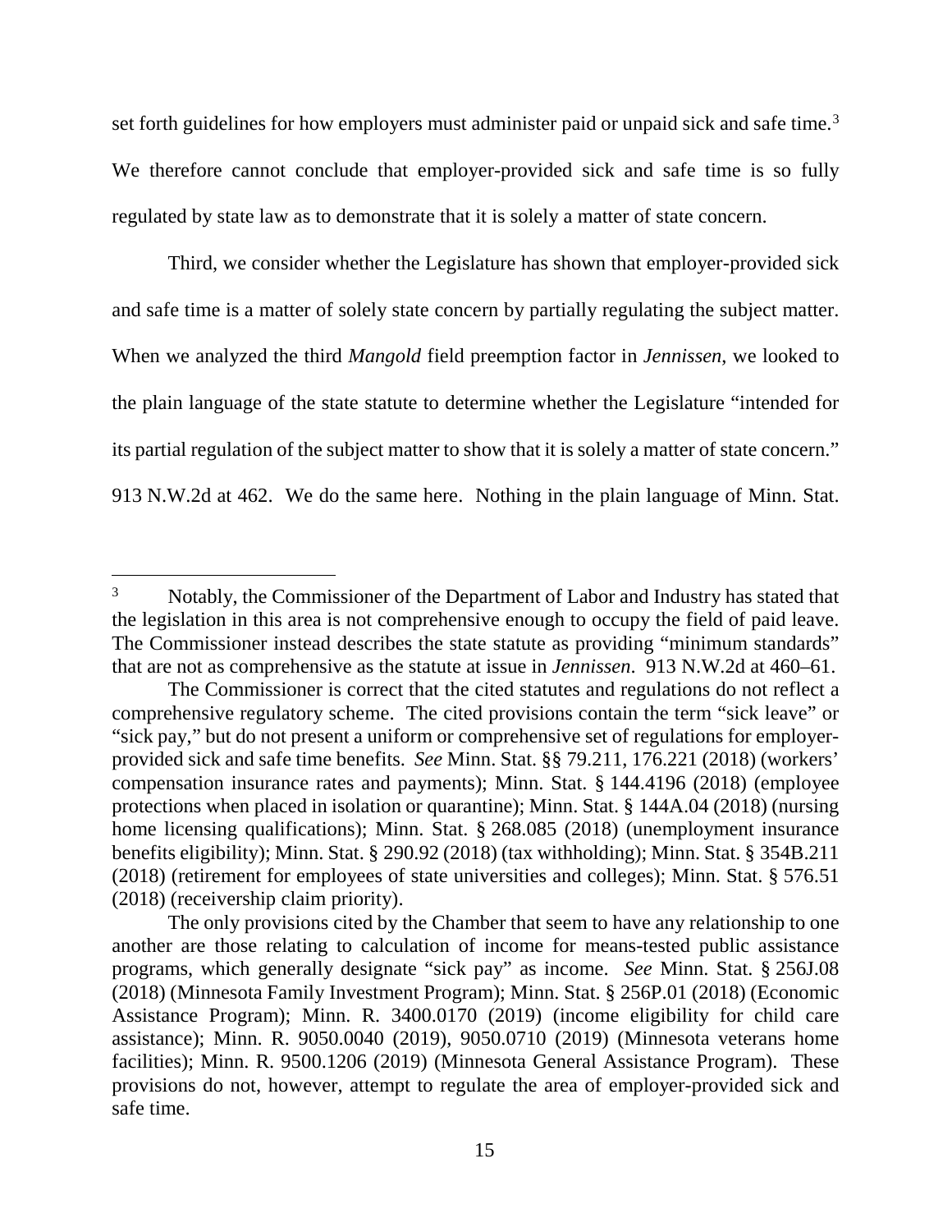set forth guidelines for how employers must administer paid or unpaid sick and safe time.[3] We therefore cannot conclude that employer-provided sick and safe time is so fully regulated by state law as to demonstrate that it is solely a matter of state concern.

Third, we consider whether the Legislature has shown that employer-provided sick and safe time is a matter of solely state concern by partially regulating the subject matter. When we analyzed the third *Mangold* field preemption factor in *Jennissen*, we looked to the plain language of the state statute to determine whether the Legislature "intended for its partial regulation of the subject matter to show that it is solely a matter of state concern." 913 N.W.2d at 462. We do the same here. Nothing in the plain language of Minn. Stat.

---

[3] Notably, the Commissioner of the Department of Labor and Industry has stated that the legislation in this area is not comprehensive enough to occupy the field of paid leave. The Commissioner instead describes the state statute as providing "minimum standards" that are not as comprehensive as the statute at issue in *Jennissen*. 913 N.W.2d at 460–61.

The Commissioner is correct that the cited statutes and regulations do not reflect a comprehensive regulatory scheme. The cited provisions contain the term "sick leave" or "sick pay," but do not present a uniform or comprehensive set of regulations for employer-provided sick and safe time benefits. *See* Minn. Stat. §§ 79.211, 176.221 (2018) (workers' compensation insurance rates and payments); Minn. Stat. § 144.4196 (2018) (employee protections when placed in isolation or quarantine); Minn. Stat. § 144A.04 (2018) (nursing home licensing qualifications); Minn. Stat. § 268.085 (2018) (unemployment insurance benefits eligibility); Minn. Stat. § 290.92 (2018) (tax withholding); Minn. Stat. § 354B.211 (2018) (retirement for employees of state universities and colleges); Minn. Stat. § 576.51 (2018) (receivership claim priority).

The only provisions cited by the Chamber that seem to have any relationship to one another are those relating to calculation of income for means-tested public assistance programs, which generally designate "sick pay" as income. *See* Minn. Stat. § 256J.08 (2018) (Minnesota Family Investment Program); Minn. Stat. § 256P.01 (2018) (Economic Assistance Program); Minn. R. 3400.0170 (2019) (income eligibility for child care assistance); Minn. R. 9050.0040 (2019), 9050.0710 (2019) (Minnesota veterans home facilities); Minn. R. 9500.1206 (2019) (Minnesota General Assistance Program). These provisions do not, however, attempt to regulate the area of employer-provided sick and safe time.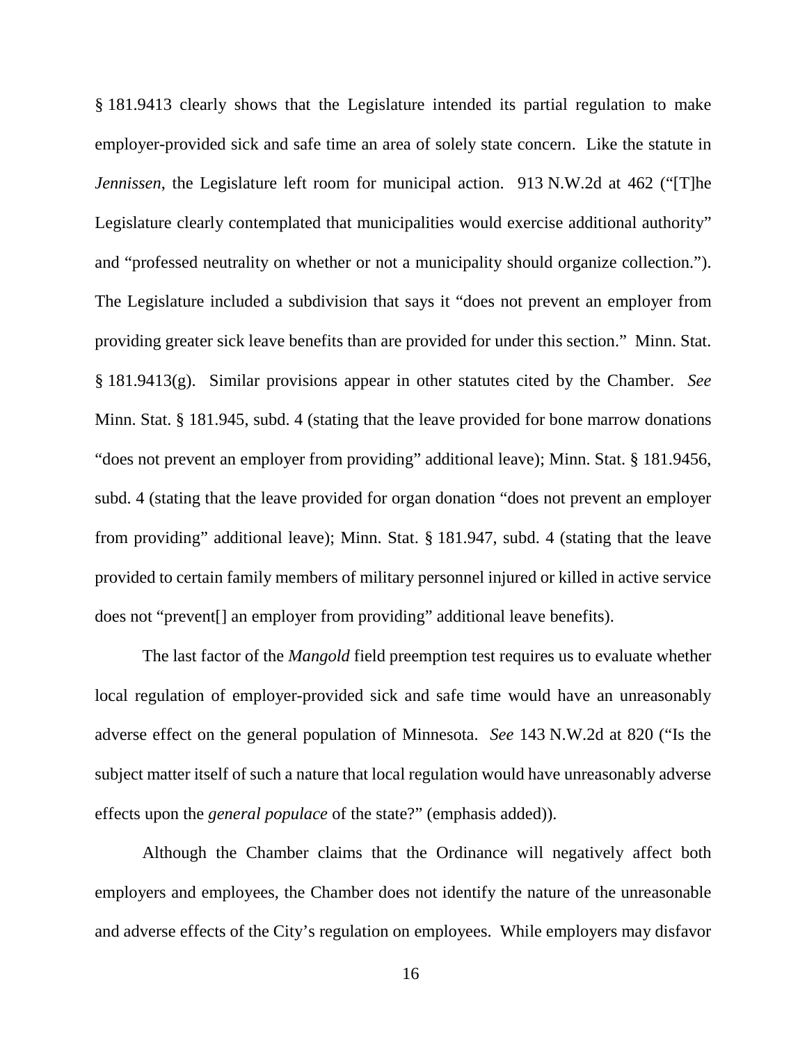§ 181.9413 clearly shows that the Legislature intended its partial regulation to make employer-provided sick and safe time an area of solely state concern. Like the statute in *Jennissen*, the Legislature left room for municipal action. 913 N.W.2d at 462 ("[T]he Legislature clearly contemplated that municipalities would exercise additional authority" and "professed neutrality on whether or not a municipality should organize collection."). The Legislature included a subdivision that says it "does not prevent an employer from providing greater sick leave benefits than are provided for under this section." Minn. Stat. § 181.9413(g). Similar provisions appear in other statutes cited by the Chamber. *See* Minn. Stat. § 181.945, subd. 4 (stating that the leave provided for bone marrow donations "does not prevent an employer from providing" additional leave); Minn. Stat. § 181.9456, subd. 4 (stating that the leave provided for organ donation "does not prevent an employer from providing" additional leave); Minn. Stat. § 181.947, subd. 4 (stating that the leave provided to certain family members of military personnel injured or killed in active service does not "prevent[] an employer from providing" additional leave benefits).

The last factor of the *Mangold* field preemption test requires us to evaluate whether local regulation of employer-provided sick and safe time would have an unreasonably adverse effect on the general population of Minnesota. *See* 143 N.W.2d at 820 ("Is the subject matter itself of such a nature that local regulation would have unreasonably adverse effects upon the *general populace* of the state?" (emphasis added)).

Although the Chamber claims that the Ordinance will negatively affect both employers and employees, the Chamber does not identify the nature of the unreasonable and adverse effects of the City's regulation on employees. While employers may disfavor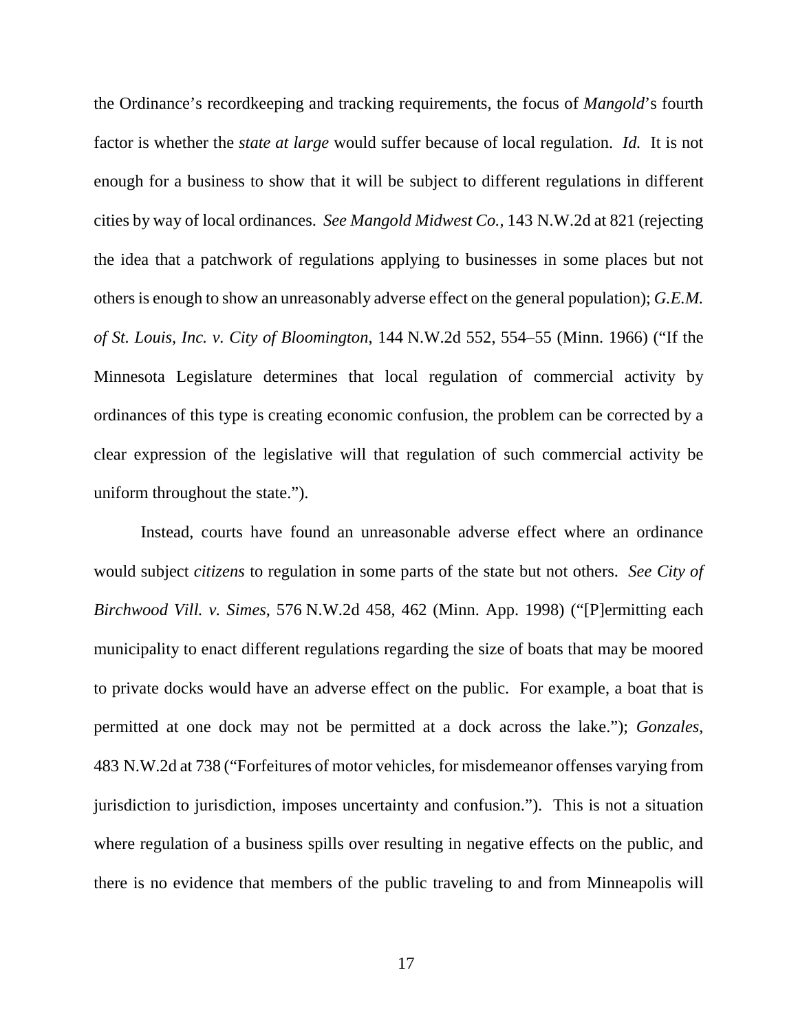the Ordinance's recordkeeping and tracking requirements, the focus of *Mangold*'s fourth factor is whether the *state at large* would suffer because of local regulation. *Id.* It is not enough for a business to show that it will be subject to different regulations in different cities by way of local ordinances. *See Mangold Midwest Co.*, 143 N.W.2d at 821 (rejecting the idea that a patchwork of regulations applying to businesses in some places but not others is enough to show an unreasonably adverse effect on the general population); *G.E.M. of St. Louis, Inc. v. City of Bloomington*, 144 N.W.2d 552, 554–55 (Minn. 1966) ("If the Minnesota Legislature determines that local regulation of commercial activity by ordinances of this type is creating economic confusion, the problem can be corrected by a clear expression of the legislative will that regulation of such commercial activity be uniform throughout the state.").

Instead, courts have found an unreasonable adverse effect where an ordinance would subject *citizens* to regulation in some parts of the state but not others. *See City of Birchwood Vill. v. Simes*, 576 N.W.2d 458, 462 (Minn. App. 1998) ("[P]ermitting each municipality to enact different regulations regarding the size of boats that may be moored to private docks would have an adverse effect on the public. For example, a boat that is permitted at one dock may not be permitted at a dock across the lake."); *Gonzales*, 483 N.W.2d at 738 ("Forfeitures of motor vehicles, for misdemeanor offenses varying from jurisdiction to jurisdiction, imposes uncertainty and confusion."). This is not a situation where regulation of a business spills over resulting in negative effects on the public, and there is no evidence that members of the public traveling to and from Minneapolis will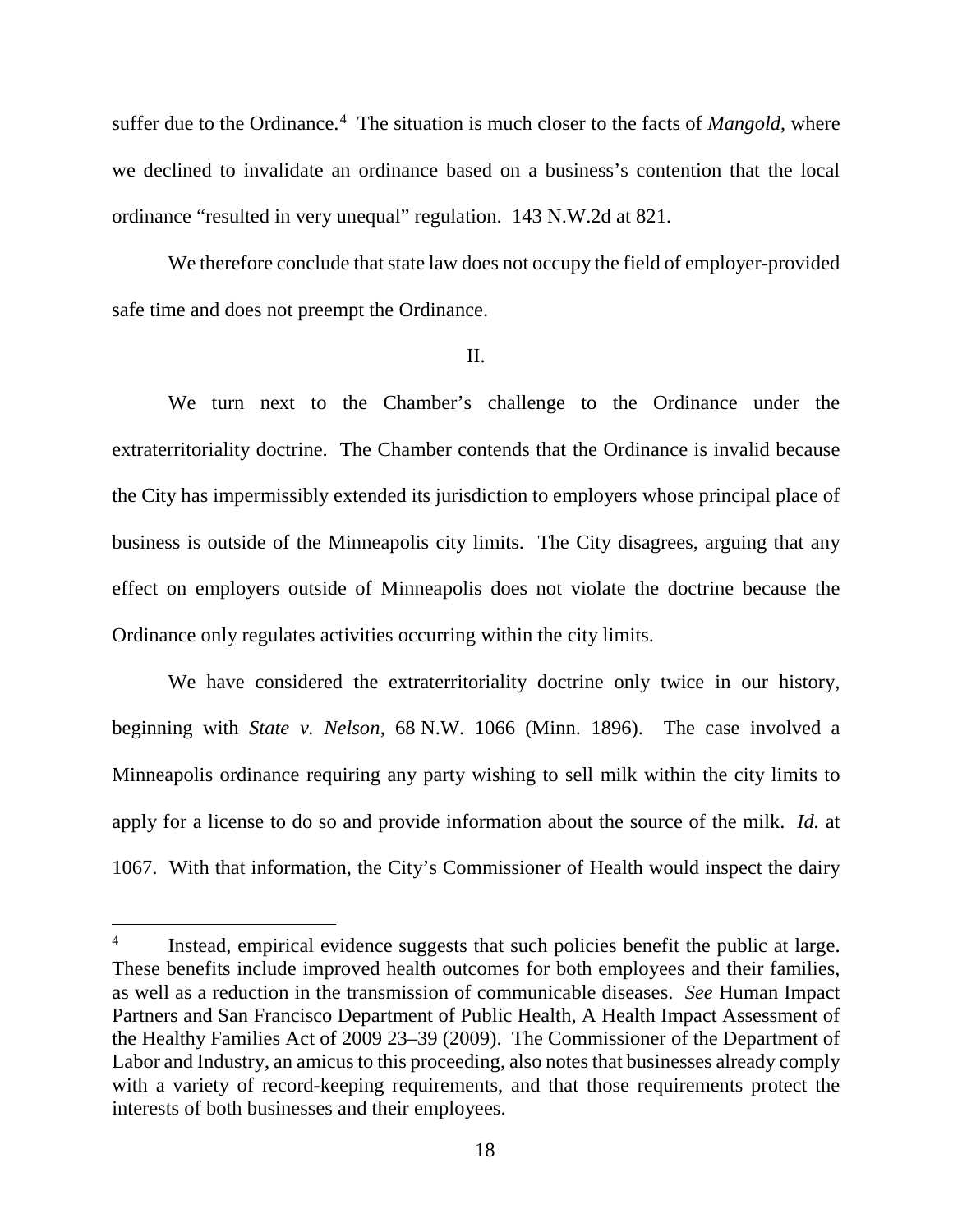suffer due to the Ordinance.[4] The situation is much closer to the facts of *Mangold*, where we declined to invalidate an ordinance based on a business's contention that the local ordinance "resulted in very unequal" regulation. 143 N.W.2d at 821.

We therefore conclude that state law does not occupy the field of employer-provided safe time and does not preempt the Ordinance.

II.

We turn next to the Chamber's challenge to the Ordinance under the extraterritoriality doctrine. The Chamber contends that the Ordinance is invalid because the City has impermissibly extended its jurisdiction to employers whose principal place of business is outside of the Minneapolis city limits. The City disagrees, arguing that any effect on employers outside of Minneapolis does not violate the doctrine because the Ordinance only regulates activities occurring within the city limits.

We have considered the extraterritoriality doctrine only twice in our history, beginning with *State v. Nelson*, 68 N.W. 1066 (Minn. 1896). The case involved a Minneapolis ordinance requiring any party wishing to sell milk within the city limits to apply for a license to do so and provide information about the source of the milk. *Id.* at 1067. With that information, the City's Commissioner of Health would inspect the dairy

---

[4] Instead, empirical evidence suggests that such policies benefit the public at large. These benefits include improved health outcomes for both employees and their families, as well as a reduction in the transmission of communicable diseases. *See* Human Impact Partners and San Francisco Department of Public Health, A Health Impact Assessment of the Healthy Families Act of 2009 23–39 (2009). The Commissioner of the Department of Labor and Industry, an amicus to this proceeding, also notes that businesses already comply with a variety of record-keeping requirements, and that those requirements protect the interests of both businesses and their employees.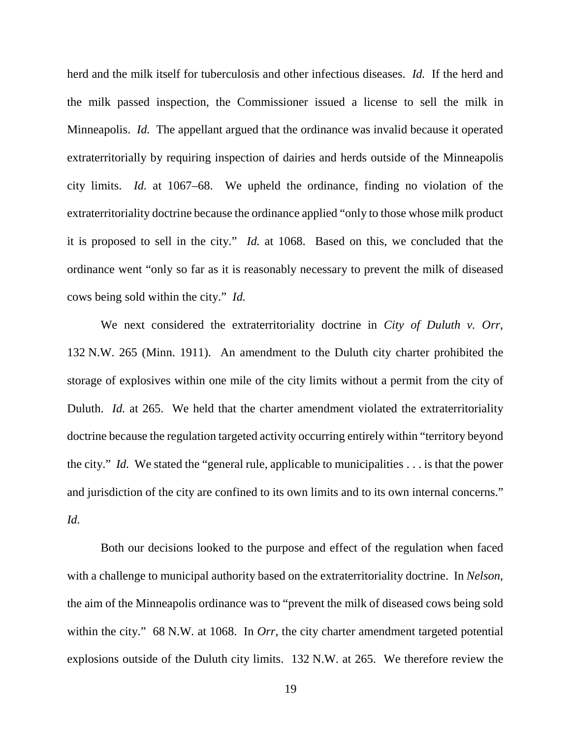herd and the milk itself for tuberculosis and other infectious diseases. *Id.* If the herd and the milk passed inspection, the Commissioner issued a license to sell the milk in Minneapolis. *Id.* The appellant argued that the ordinance was invalid because it operated extraterritorially by requiring inspection of dairies and herds outside of the Minneapolis city limits. *Id.* at 1067–68. We upheld the ordinance, finding no violation of the extraterritoriality doctrine because the ordinance applied "only to those whose milk product it is proposed to sell in the city." *Id.* at 1068. Based on this, we concluded that the ordinance went "only so far as it is reasonably necessary to prevent the milk of diseased cows being sold within the city." *Id.*

We next considered the extraterritoriality doctrine in *City of Duluth v. Orr*, 132 N.W. 265 (Minn. 1911). An amendment to the Duluth city charter prohibited the storage of explosives within one mile of the city limits without a permit from the city of Duluth. *Id.* at 265. We held that the charter amendment violated the extraterritoriality doctrine because the regulation targeted activity occurring entirely within "territory beyond the city." *Id.* We stated the "general rule, applicable to municipalities . . . is that the power and jurisdiction of the city are confined to its own limits and to its own internal concerns." *Id.*

Both our decisions looked to the purpose and effect of the regulation when faced with a challenge to municipal authority based on the extraterritoriality doctrine. In *Nelson*, the aim of the Minneapolis ordinance was to "prevent the milk of diseased cows being sold within the city." 68 N.W. at 1068. In *Orr*, the city charter amendment targeted potential explosions outside of the Duluth city limits. 132 N.W. at 265. We therefore review the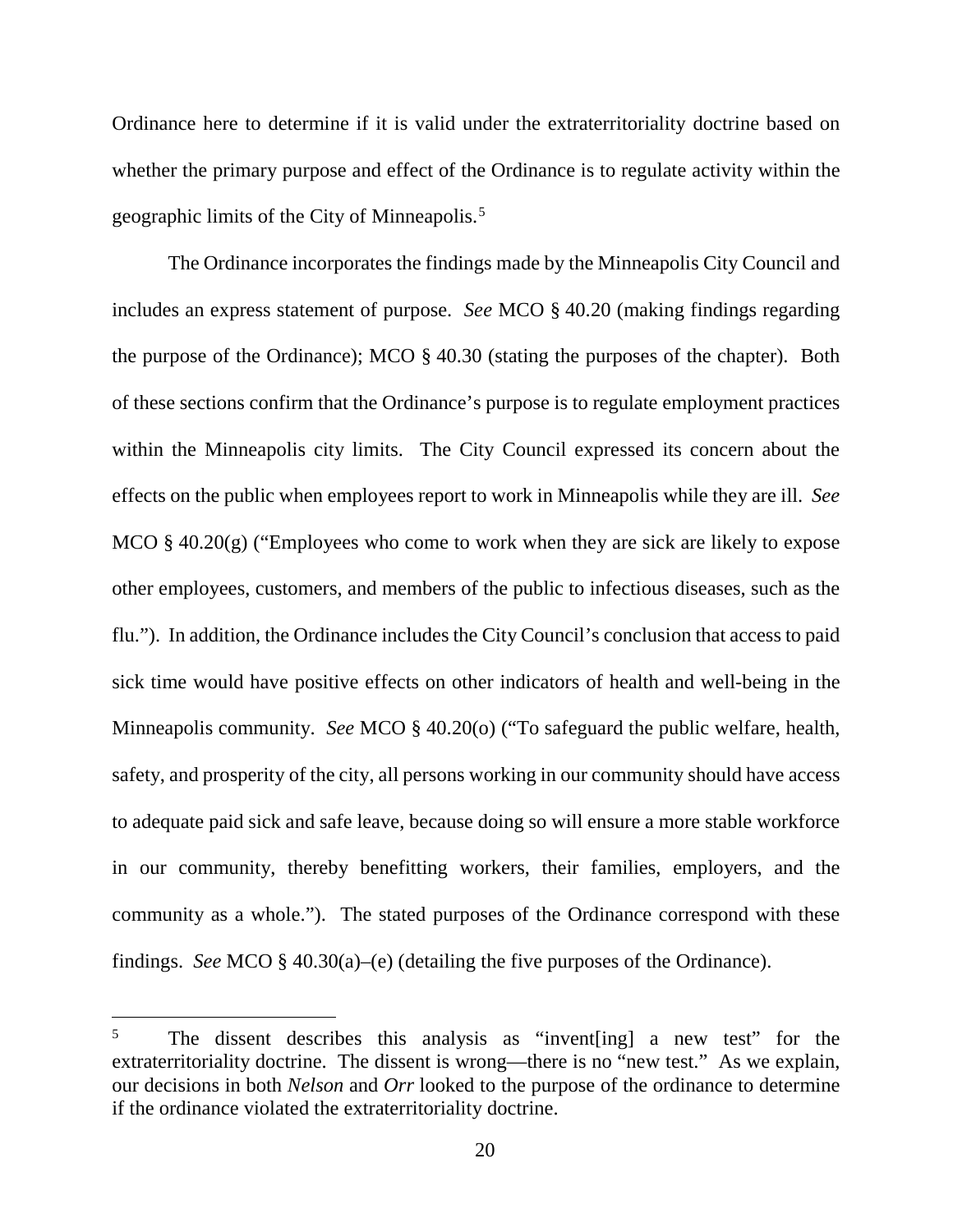Ordinance here to determine if it is valid under the extraterritoriality doctrine based on whether the primary purpose and effect of the Ordinance is to regulate activity within the geographic limits of the City of Minneapolis.[5]

The Ordinance incorporates the findings made by the Minneapolis City Council and includes an express statement of purpose. *See* MCO § 40.20 (making findings regarding the purpose of the Ordinance); MCO § 40.30 (stating the purposes of the chapter). Both of these sections confirm that the Ordinance's purpose is to regulate employment practices within the Minneapolis city limits. The City Council expressed its concern about the effects on the public when employees report to work in Minneapolis while they are ill. *See* MCO § 40.20(g) ("Employees who come to work when they are sick are likely to expose other employees, customers, and members of the public to infectious diseases, such as the flu."). In addition, the Ordinance includes the City Council's conclusion that access to paid sick time would have positive effects on other indicators of health and well-being in the Minneapolis community. *See* MCO § 40.20(o) ("To safeguard the public welfare, health, safety, and prosperity of the city, all persons working in our community should have access to adequate paid sick and safe leave, because doing so will ensure a more stable workforce in our community, thereby benefitting workers, their families, employers, and the community as a whole."). The stated purposes of the Ordinance correspond with these findings. *See* MCO § 40.30(a)–(e) (detailing the five purposes of the Ordinance).

---

[5] The dissent describes this analysis as "invent[ing] a new test" for the extraterritoriality doctrine. The dissent is wrong—there is no "new test." As we explain, our decisions in both *Nelson* and *Orr* looked to the purpose of the ordinance to determine if the ordinance violated the extraterritoriality doctrine.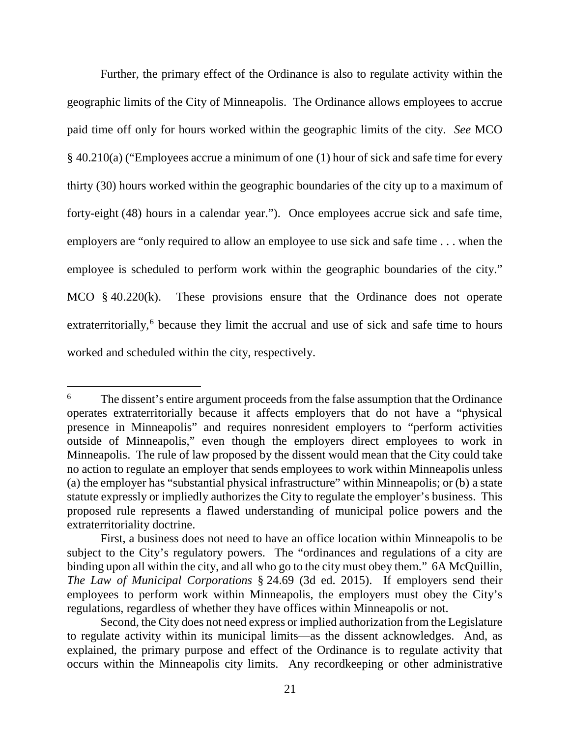Further, the primary effect of the Ordinance is also to regulate activity within the geographic limits of the City of Minneapolis. The Ordinance allows employees to accrue paid time off only for hours worked within the geographic limits of the city. *See* MCO § 40.210(a) ("Employees accrue a minimum of one (1) hour of sick and safe time for every thirty (30) hours worked within the geographic boundaries of the city up to a maximum of forty-eight (48) hours in a calendar year."). Once employees accrue sick and safe time, employers are "only required to allow an employee to use sick and safe time . . . when the employee is scheduled to perform work within the geographic boundaries of the city." MCO § 40.220(k). These provisions ensure that the Ordinance does not operate extraterritorially,[6] because they limit the accrual and use of sick and safe time to hours worked and scheduled within the city, respectively.

---

[6] The dissent's entire argument proceeds from the false assumption that the Ordinance operates extraterritorially because it affects employers that do not have a "physical presence in Minneapolis" and requires nonresident employers to "perform activities outside of Minneapolis," even though the employers direct employees to work in Minneapolis. The rule of law proposed by the dissent would mean that the City could take no action to regulate an employer that sends employees to work within Minneapolis unless (a) the employer has "substantial physical infrastructure" within Minneapolis; or (b) a state statute expressly or impliedly authorizes the City to regulate the employer's business. This proposed rule represents a flawed understanding of municipal police powers and the extraterritoriality doctrine.

First, a business does not need to have an office location within Minneapolis to be subject to the City's regulatory powers. The "ordinances and regulations of a city are binding upon all within the city, and all who go to the city must obey them." 6A McQuillin, *The Law of Municipal Corporations* § 24.69 (3d ed. 2015). If employers send their employees to perform work within Minneapolis, the employers must obey the City's regulations, regardless of whether they have offices within Minneapolis or not.

Second, the City does not need express or implied authorization from the Legislature to regulate activity within its municipal limits—as the dissent acknowledges. And, as explained, the primary purpose and effect of the Ordinance is to regulate activity that occurs within the Minneapolis city limits. Any recordkeeping or other administrative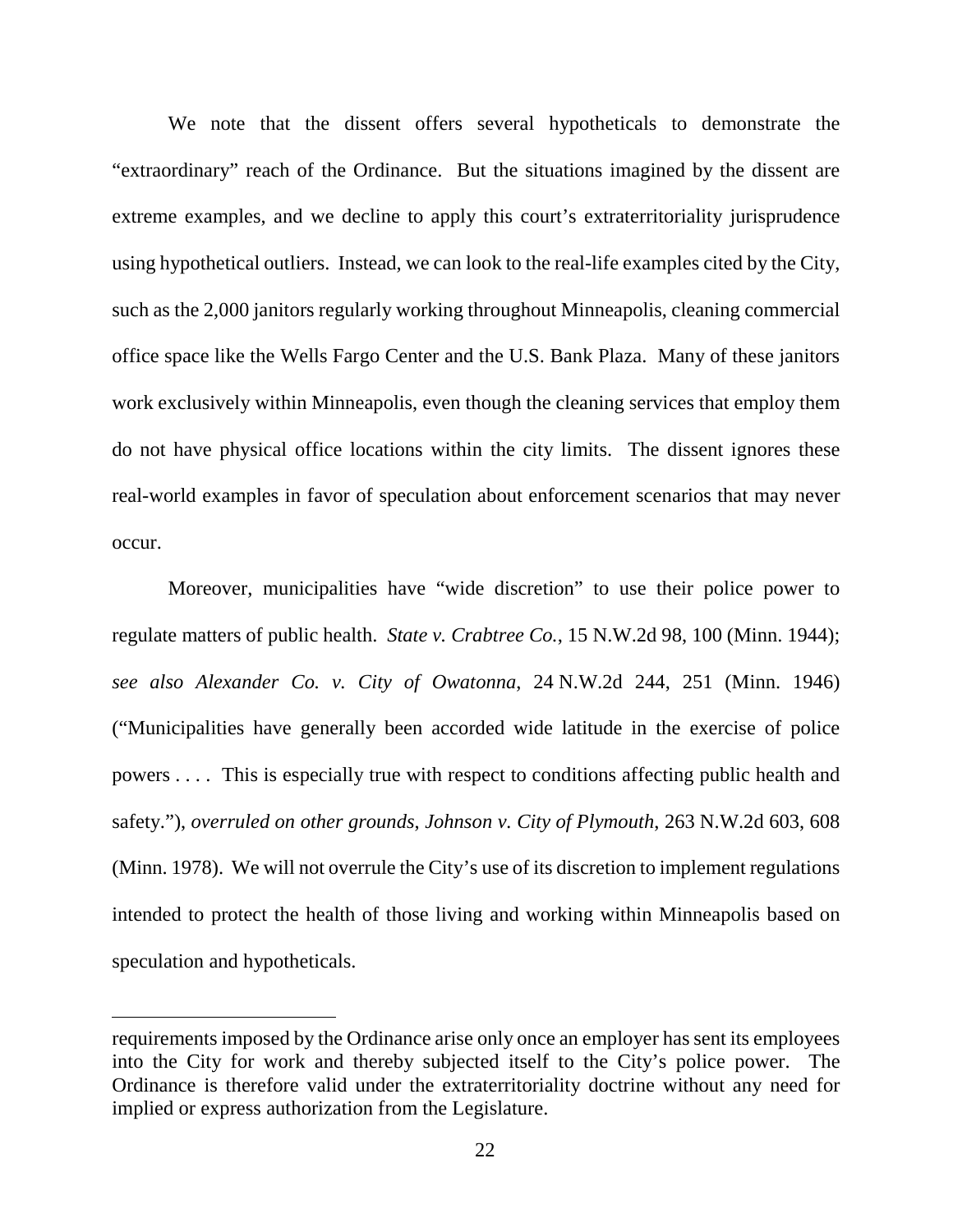We note that the dissent offers several hypotheticals to demonstrate the "extraordinary" reach of the Ordinance. But the situations imagined by the dissent are extreme examples, and we decline to apply this court's extraterritoriality jurisprudence using hypothetical outliers. Instead, we can look to the real-life examples cited by the City, such as the 2,000 janitors regularly working throughout Minneapolis, cleaning commercial office space like the Wells Fargo Center and the U.S. Bank Plaza. Many of these janitors work exclusively within Minneapolis, even though the cleaning services that employ them do not have physical office locations within the city limits. The dissent ignores these real-world examples in favor of speculation about enforcement scenarios that may never occur.

Moreover, municipalities have "wide discretion" to use their police power to regulate matters of public health. *State v. Crabtree Co.*, 15 N.W.2d 98, 100 (Minn. 1944); *see also Alexander Co. v. City of Owatonna*, 24 N.W.2d 244, 251 (Minn. 1946) ("Municipalities have generally been accorded wide latitude in the exercise of police powers . . . . This is especially true with respect to conditions affecting public health and safety."), *overruled on other grounds*, *Johnson v. City of Plymouth*, 263 N.W.2d 603, 608 (Minn. 1978). We will not overrule the City's use of its discretion to implement regulations intended to protect the health of those living and working within Minneapolis based on speculation and hypotheticals.

---

requirements imposed by the Ordinance arise only once an employer has sent its employees into the City for work and thereby subjected itself to the City's police power. The Ordinance is therefore valid under the extraterritoriality doctrine without any need for implied or express authorization from the Legislature.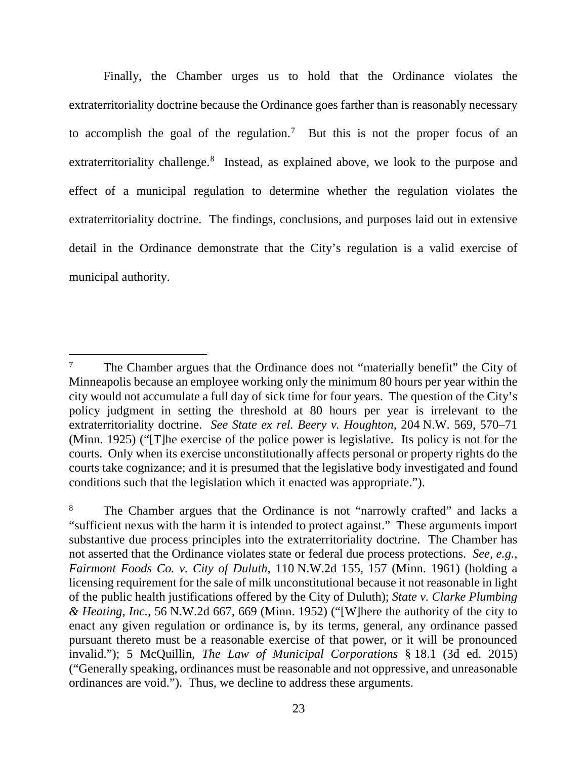Finally, the Chamber urges us to hold that the Ordinance violates the extraterritoriality doctrine because the Ordinance goes farther than is reasonably necessary to accomplish the goal of the regulation.[7] But this is not the proper focus of an extraterritoriality challenge.[8] Instead, as explained above, we look to the purpose and effect of a municipal regulation to determine whether the regulation violates the extraterritoriality doctrine. The findings, conclusions, and purposes laid out in extensive detail in the Ordinance demonstrate that the City's regulation is a valid exercise of municipal authority.

---

[7] The Chamber argues that the Ordinance does not "materially benefit" the City of Minneapolis because an employee working only the minimum 80 hours per year within the city would not accumulate a full day of sick time for four years. The question of the City's policy judgment in setting the threshold at 80 hours per year is irrelevant to the extraterritoriality doctrine. *See State ex rel. Beery v. Houghton*, 204 N.W. 569, 570–71 (Minn. 1925) ("[T]he exercise of the police power is legislative. Its policy is not for the courts. Only when its exercise unconstitutionally affects personal or property rights do the courts take cognizance; and it is presumed that the legislative body investigated and found conditions such that the legislation which it enacted was appropriate.").

[8] The Chamber argues that the Ordinance is not "narrowly crafted" and lacks a "sufficient nexus with the harm it is intended to protect against." These arguments import substantive due process principles into the extraterritoriality doctrine. The Chamber has not asserted that the Ordinance violates state or federal due process protections. *See, e.g.*, *Fairmont Foods Co. v. City of Duluth*, 110 N.W.2d 155, 157 (Minn. 1961) (holding a licensing requirement for the sale of milk unconstitutional because it not reasonable in light of the public health justifications offered by the City of Duluth); *State v. Clarke Plumbing & Heating, Inc.*, 56 N.W.2d 667, 669 (Minn. 1952) ("[W]here the authority of the city to enact any given regulation or ordinance is, by its terms, general, any ordinance passed pursuant thereto must be a reasonable exercise of that power, or it will be pronounced invalid."); 5 McQuillin, *The Law of Municipal Corporations* § 18.1 (3d ed. 2015) ("Generally speaking, ordinances must be reasonable and not oppressive, and unreasonable ordinances are void."). Thus, we decline to address these arguments.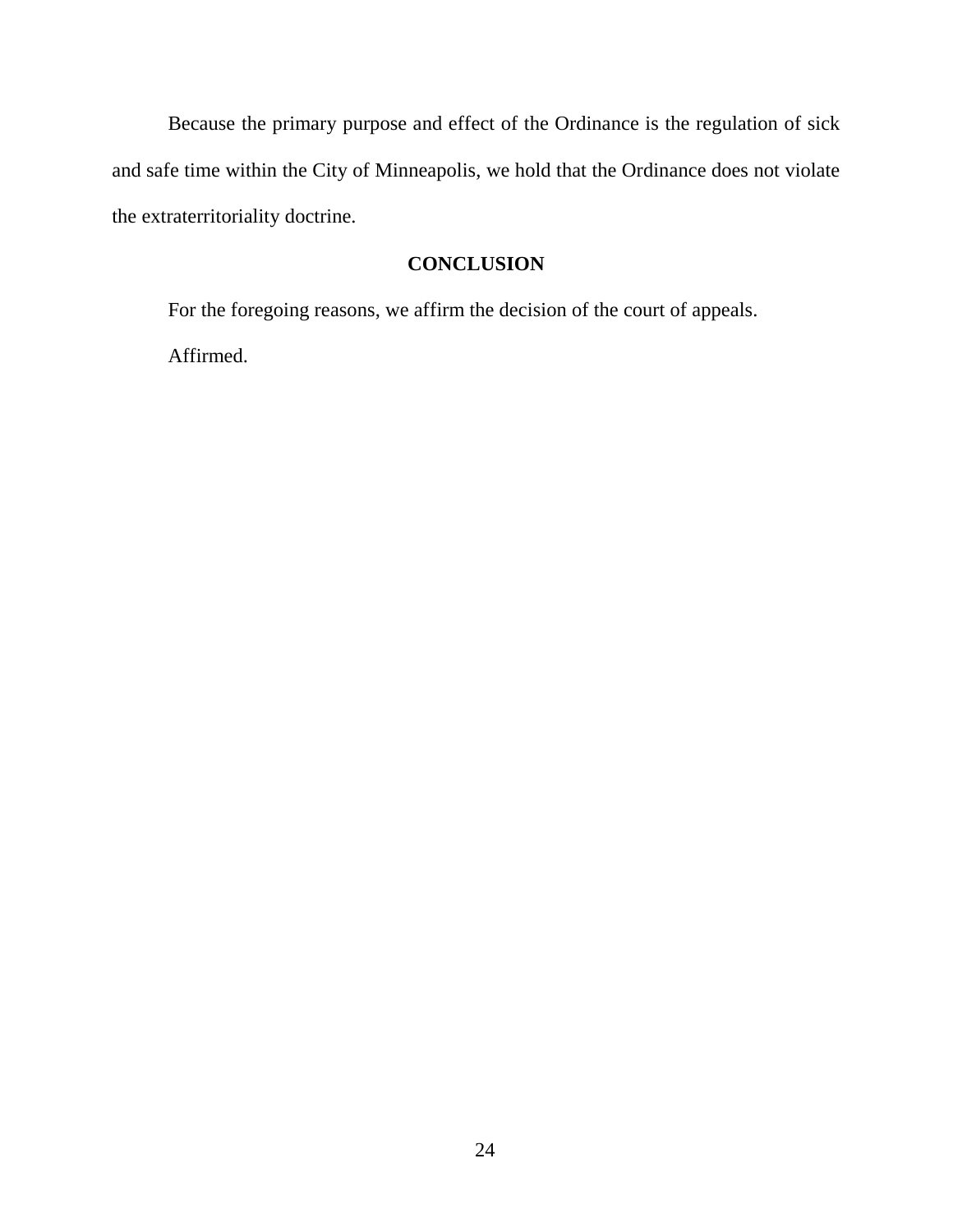Because the primary purpose and effect of the Ordinance is the regulation of sick and safe time within the City of Minneapolis, we hold that the Ordinance does not violate the extraterritoriality doctrine.

## CONCLUSION

For the foregoing reasons, we affirm the decision of the court of appeals.

Affirmed.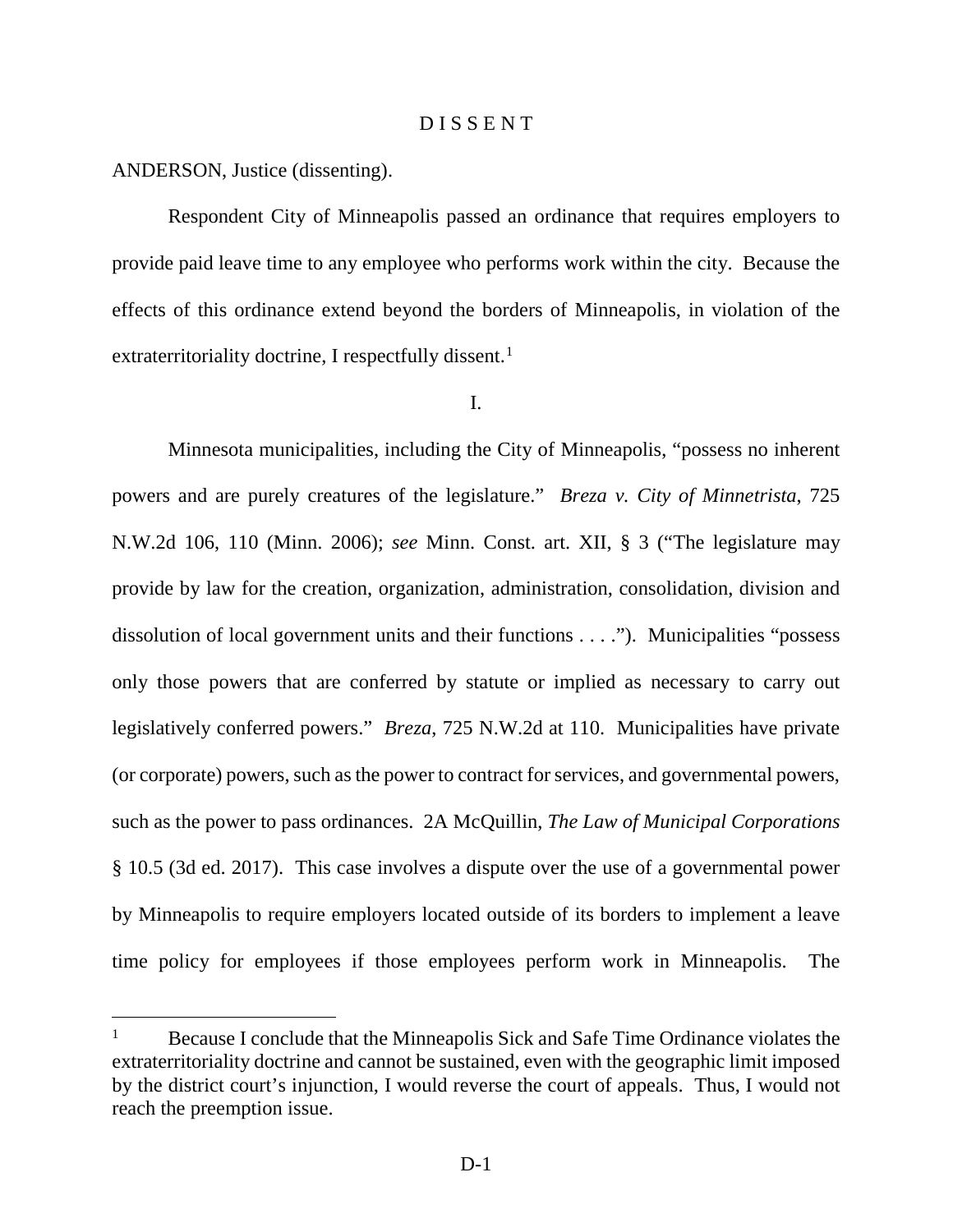# D I S S E N T

ANDERSON, Justice (dissenting).

Respondent City of Minneapolis passed an ordinance that requires employers to provide paid leave time to any employee who performs work within the city. Because the effects of this ordinance extend beyond the borders of Minneapolis, in violation of the extraterritoriality doctrine, I respectfully dissent.[1]

I.

Minnesota municipalities, including the City of Minneapolis, "possess no inherent powers and are purely creatures of the legislature." *Breza v. City of Minnetrista*, 725 N.W.2d 106, 110 (Minn. 2006); *see* Minn. Const. art. XII, § 3 ("The legislature may provide by law for the creation, organization, administration, consolidation, division and dissolution of local government units and their functions . . . ."). Municipalities "possess only those powers that are conferred by statute or implied as necessary to carry out legislatively conferred powers." *Breza*, 725 N.W.2d at 110. Municipalities have private (or corporate) powers, such as the power to contract for services, and governmental powers, such as the power to pass ordinances. 2A McQuillin, *The Law of Municipal Corporations* § 10.5 (3d ed. 2017). This case involves a dispute over the use of a governmental power by Minneapolis to require employers located outside of its borders to implement a leave time policy for employees if those employees perform work in Minneapolis. The

---

[1] Because I conclude that the Minneapolis Sick and Safe Time Ordinance violates the extraterritoriality doctrine and cannot be sustained, even with the geographic limit imposed by the district court's injunction, I would reverse the court of appeals. Thus, I would not reach the preemption issue.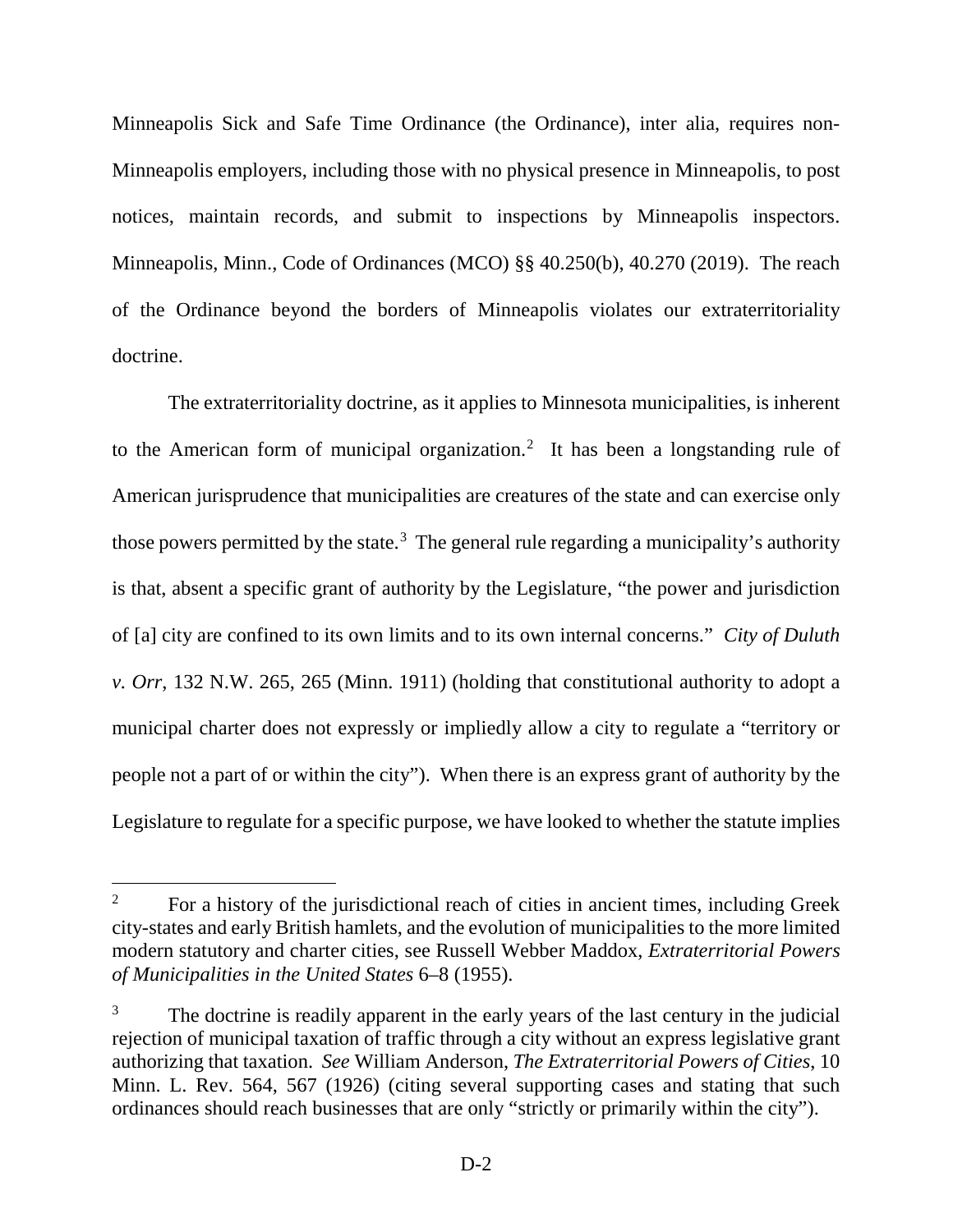Minneapolis Sick and Safe Time Ordinance (the Ordinance), inter alia, requires non-Minneapolis employers, including those with no physical presence in Minneapolis, to post notices, maintain records, and submit to inspections by Minneapolis inspectors. Minneapolis, Minn., Code of Ordinances (MCO) §§ 40.250(b), 40.270 (2019). The reach of the Ordinance beyond the borders of Minneapolis violates our extraterritoriality doctrine.

The extraterritoriality doctrine, as it applies to Minnesota municipalities, is inherent to the American form of municipal organization.[2] It has been a longstanding rule of American jurisprudence that municipalities are creatures of the state and can exercise only those powers permitted by the state.[3] The general rule regarding a municipality's authority is that, absent a specific grant of authority by the Legislature, "the power and jurisdiction of [a] city are confined to its own limits and to its own internal concerns." *City of Duluth v. Orr*, 132 N.W. 265, 265 (Minn. 1911) (holding that constitutional authority to adopt a municipal charter does not expressly or impliedly allow a city to regulate a "territory or people not a part of or within the city"). When there is an express grant of authority by the Legislature to regulate for a specific purpose, we have looked to whether the statute implies

---

[2] For a history of the jurisdictional reach of cities in ancient times, including Greek city-states and early British hamlets, and the evolution of municipalities to the more limited modern statutory and charter cities, see Russell Webber Maddox, *Extraterritorial Powers of Municipalities in the United States* 6–8 (1955).

[3] The doctrine is readily apparent in the early years of the last century in the judicial rejection of municipal taxation of traffic through a city without an express legislative grant authorizing that taxation. *See* William Anderson, *The Extraterritorial Powers of Cities*, 10 Minn. L. Rev. 564, 567 (1926) (citing several supporting cases and stating that such ordinances should reach businesses that are only "strictly or primarily within the city").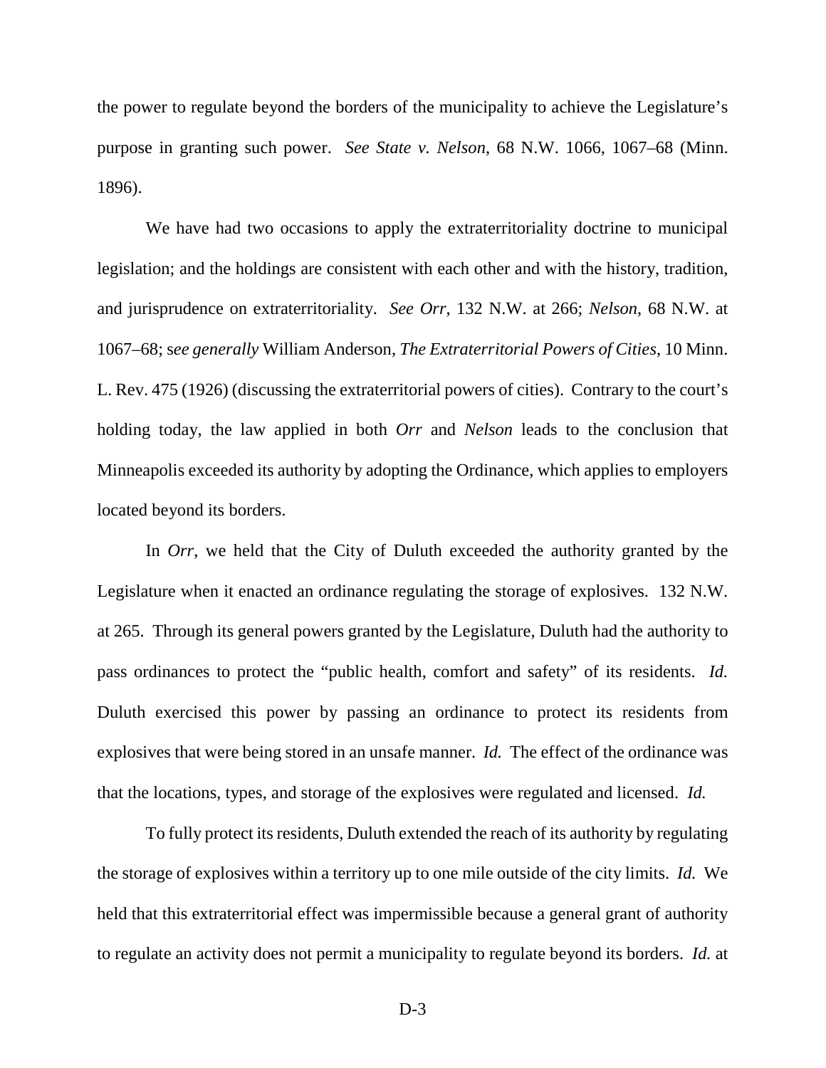the power to regulate beyond the borders of the municipality to achieve the Legislature's purpose in granting such power. *See State v. Nelson*, 68 N.W. 1066, 1067–68 (Minn. 1896).

We have had two occasions to apply the extraterritoriality doctrine to municipal legislation; and the holdings are consistent with each other and with the history, tradition, and jurisprudence on extraterritoriality. *See Orr*, 132 N.W. at 266; *Nelson*, 68 N.W. at 1067–68; s*ee generally* William Anderson, *The Extraterritorial Powers of Cities*, 10 Minn. L. Rev. 475 (1926) (discussing the extraterritorial powers of cities). Contrary to the court's holding today, the law applied in both *Orr* and *Nelson* leads to the conclusion that Minneapolis exceeded its authority by adopting the Ordinance, which applies to employers located beyond its borders.

In *Orr*, we held that the City of Duluth exceeded the authority granted by the Legislature when it enacted an ordinance regulating the storage of explosives. 132 N.W. at 265. Through its general powers granted by the Legislature, Duluth had the authority to pass ordinances to protect the "public health, comfort and safety" of its residents. *Id.* Duluth exercised this power by passing an ordinance to protect its residents from explosives that were being stored in an unsafe manner. *Id.* The effect of the ordinance was that the locations, types, and storage of the explosives were regulated and licensed. *Id.*

To fully protect its residents, Duluth extended the reach of its authority by regulating the storage of explosives within a territory up to one mile outside of the city limits. *Id.* We held that this extraterritorial effect was impermissible because a general grant of authority to regulate an activity does not permit a municipality to regulate beyond its borders. *Id.* at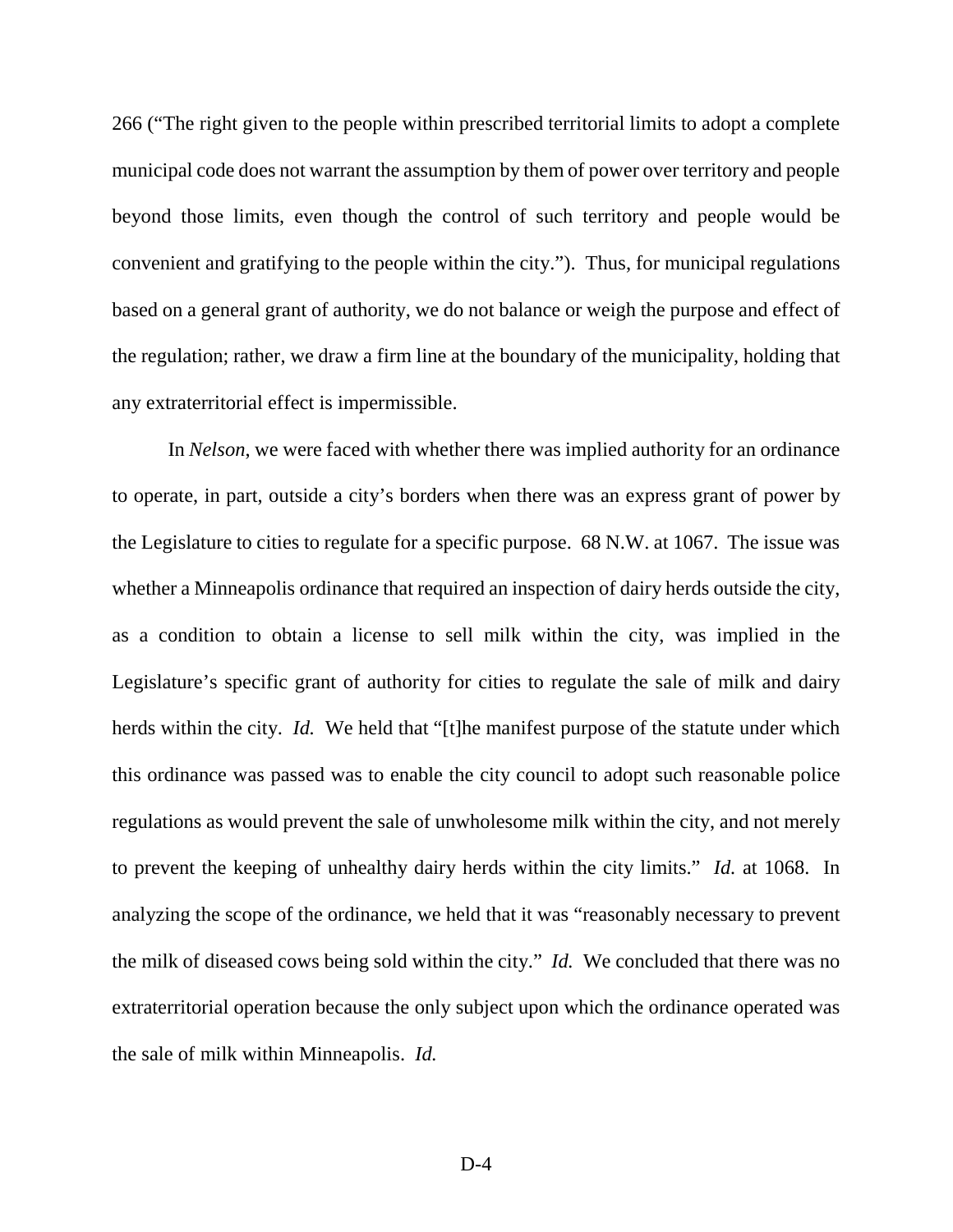266 ("The right given to the people within prescribed territorial limits to adopt a complete municipal code does not warrant the assumption by them of power over territory and people beyond those limits, even though the control of such territory and people would be convenient and gratifying to the people within the city."). Thus, for municipal regulations based on a general grant of authority, we do not balance or weigh the purpose and effect of the regulation; rather, we draw a firm line at the boundary of the municipality, holding that any extraterritorial effect is impermissible.

In *Nelson*, we were faced with whether there was implied authority for an ordinance to operate, in part, outside a city's borders when there was an express grant of power by the Legislature to cities to regulate for a specific purpose. 68 N.W. at 1067. The issue was whether a Minneapolis ordinance that required an inspection of dairy herds outside the city, as a condition to obtain a license to sell milk within the city, was implied in the Legislature's specific grant of authority for cities to regulate the sale of milk and dairy herds within the city. *Id.* We held that "[t]he manifest purpose of the statute under which this ordinance was passed was to enable the city council to adopt such reasonable police regulations as would prevent the sale of unwholesome milk within the city, and not merely to prevent the keeping of unhealthy dairy herds within the city limits." *Id.* at 1068. In analyzing the scope of the ordinance, we held that it was "reasonably necessary to prevent the milk of diseased cows being sold within the city." *Id.* We concluded that there was no extraterritorial operation because the only subject upon which the ordinance operated was the sale of milk within Minneapolis. *Id.*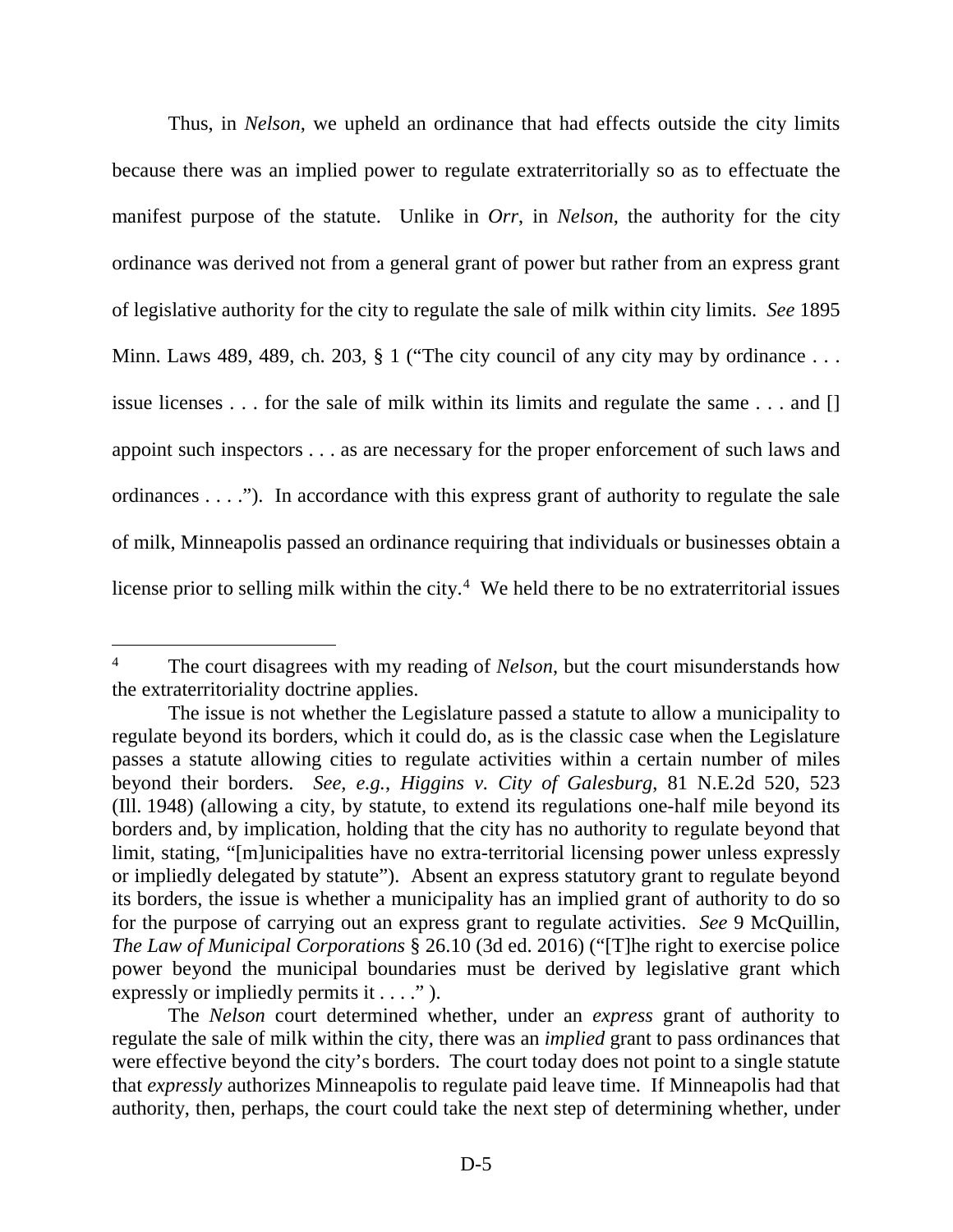Thus, in *Nelson*, we upheld an ordinance that had effects outside the city limits because there was an implied power to regulate extraterritorially so as to effectuate the manifest purpose of the statute. Unlike in *Orr*, in *Nelson*, the authority for the city ordinance was derived not from a general grant of power but rather from an express grant of legislative authority for the city to regulate the sale of milk within city limits. *See* 1895 Minn. Laws 489, 489, ch. 203, § 1 ("The city council of any city may by ordinance . . . issue licenses . . . for the sale of milk within its limits and regulate the same . . . and [] appoint such inspectors . . . as are necessary for the proper enforcement of such laws and ordinances . . . ."). In accordance with this express grant of authority to regulate the sale of milk, Minneapolis passed an ordinance requiring that individuals or businesses obtain a license prior to selling milk within the city.[4] We held there to be no extraterritorial issues

---

[4] The court disagrees with my reading of *Nelson*, but the court misunderstands how the extraterritoriality doctrine applies.

The issue is not whether the Legislature passed a statute to allow a municipality to regulate beyond its borders, which it could do, as is the classic case when the Legislature passes a statute allowing cities to regulate activities within a certain number of miles beyond their borders. *See, e.g.*, *Higgins v. City of Galesburg*, 81 N.E.2d 520, 523 (Ill. 1948) (allowing a city, by statute, to extend its regulations one-half mile beyond its borders and, by implication, holding that the city has no authority to regulate beyond that limit, stating, "[m]unicipalities have no extra-territorial licensing power unless expressly or impliedly delegated by statute"). Absent an express statutory grant to regulate beyond its borders, the issue is whether a municipality has an implied grant of authority to do so for the purpose of carrying out an express grant to regulate activities. *See* 9 McQuillin, *The Law of Municipal Corporations* § 26.10 (3d ed. 2016) ("[T]he right to exercise police power beyond the municipal boundaries must be derived by legislative grant which expressly or impliedly permits it . . . ." ).

The *Nelson* court determined whether, under an *express* grant of authority to regulate the sale of milk within the city, there was an *implied* grant to pass ordinances that were effective beyond the city's borders. The court today does not point to a single statute that *expressly* authorizes Minneapolis to regulate paid leave time. If Minneapolis had that authority, then, perhaps, the court could take the next step of determining whether, under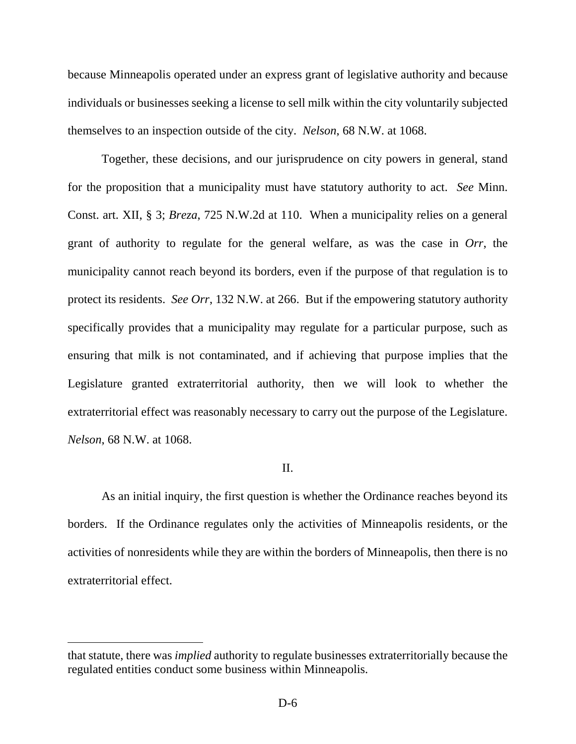because Minneapolis operated under an express grant of legislative authority and because individuals or businesses seeking a license to sell milk within the city voluntarily subjected themselves to an inspection outside of the city. *Nelson*, 68 N.W. at 1068.

Together, these decisions, and our jurisprudence on city powers in general, stand for the proposition that a municipality must have statutory authority to act. *See* Minn. Const. art. XII, § 3; *Breza*, 725 N.W.2d at 110. When a municipality relies on a general grant of authority to regulate for the general welfare, as was the case in *Orr*, the municipality cannot reach beyond its borders, even if the purpose of that regulation is to protect its residents. *See Orr*, 132 N.W. at 266. But if the empowering statutory authority specifically provides that a municipality may regulate for a particular purpose, such as ensuring that milk is not contaminated, and if achieving that purpose implies that the Legislature granted extraterritorial authority, then we will look to whether the extraterritorial effect was reasonably necessary to carry out the purpose of the Legislature. *Nelson*, 68 N.W. at 1068.

## II.

As an initial inquiry, the first question is whether the Ordinance reaches beyond its borders. If the Ordinance regulates only the activities of Minneapolis residents, or the activities of nonresidents while they are within the borders of Minneapolis, then there is no extraterritorial effect.

---

that statute, there was *implied* authority to regulate businesses extraterritorially because the regulated entities conduct some business within Minneapolis.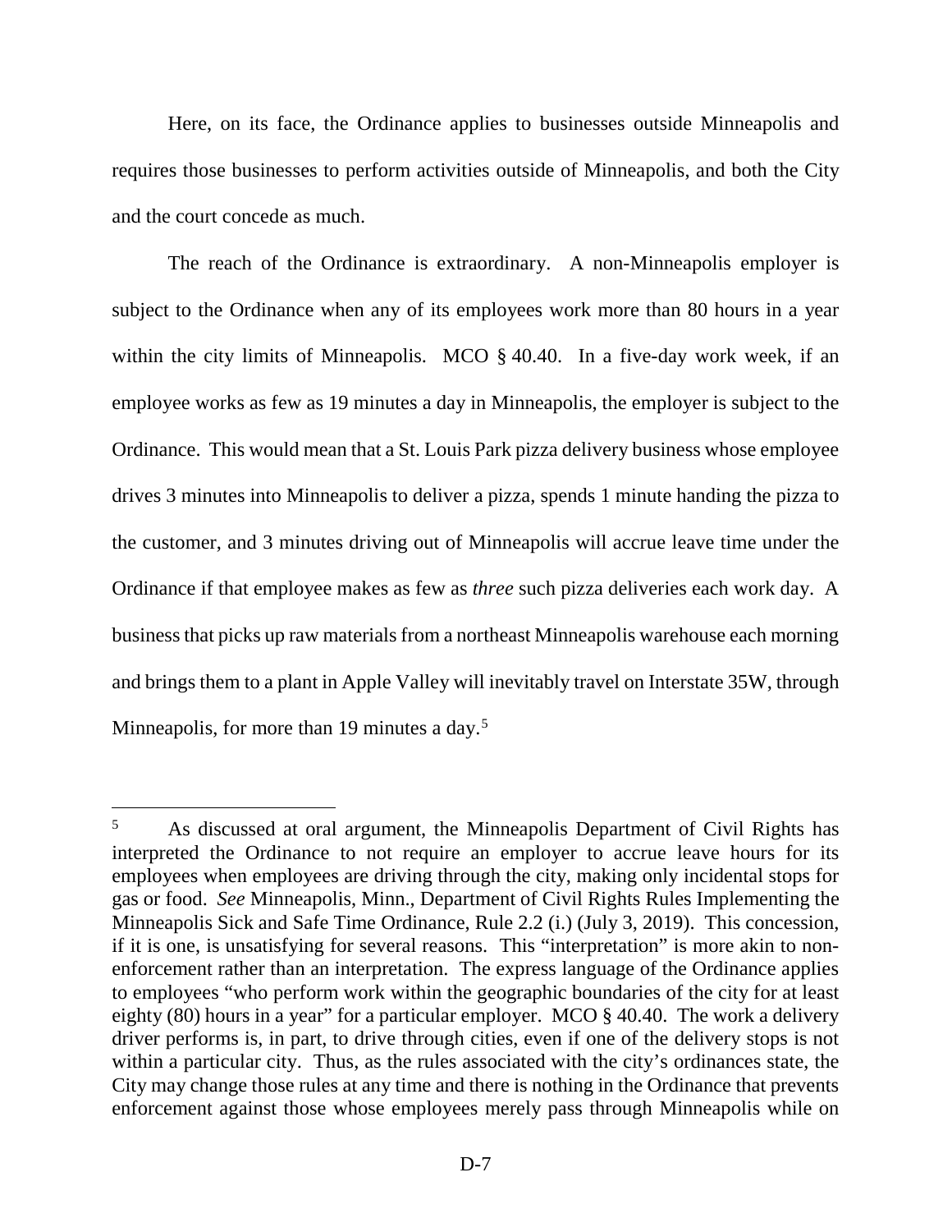Here, on its face, the Ordinance applies to businesses outside Minneapolis and requires those businesses to perform activities outside of Minneapolis, and both the City and the court concede as much.

The reach of the Ordinance is extraordinary. A non-Minneapolis employer is subject to the Ordinance when any of its employees work more than 80 hours in a year within the city limits of Minneapolis. MCO § 40.40. In a five-day work week, if an employee works as few as 19 minutes a day in Minneapolis, the employer is subject to the Ordinance. This would mean that a St. Louis Park pizza delivery business whose employee drives 3 minutes into Minneapolis to deliver a pizza, spends 1 minute handing the pizza to the customer, and 3 minutes driving out of Minneapolis will accrue leave time under the Ordinance if that employee makes as few as *three* such pizza deliveries each work day. A business that picks up raw materials from a northeast Minneapolis warehouse each morning and brings them to a plant in Apple Valley will inevitably travel on Interstate 35W, through Minneapolis, for more than 19 minutes a day.[5]

---

[5] As discussed at oral argument, the Minneapolis Department of Civil Rights has interpreted the Ordinance to not require an employer to accrue leave hours for its employees when employees are driving through the city, making only incidental stops for gas or food. *See* Minneapolis, Minn., Department of Civil Rights Rules Implementing the Minneapolis Sick and Safe Time Ordinance, Rule 2.2 (i.) (July 3, 2019). This concession, if it is one, is unsatisfying for several reasons. This "interpretation" is more akin to non-enforcement rather than an interpretation. The express language of the Ordinance applies to employees "who perform work within the geographic boundaries of the city for at least eighty (80) hours in a year" for a particular employer. MCO § 40.40. The work a delivery driver performs is, in part, to drive through cities, even if one of the delivery stops is not within a particular city. Thus, as the rules associated with the city's ordinances state, the City may change those rules at any time and there is nothing in the Ordinance that prevents enforcement against those whose employees merely pass through Minneapolis while on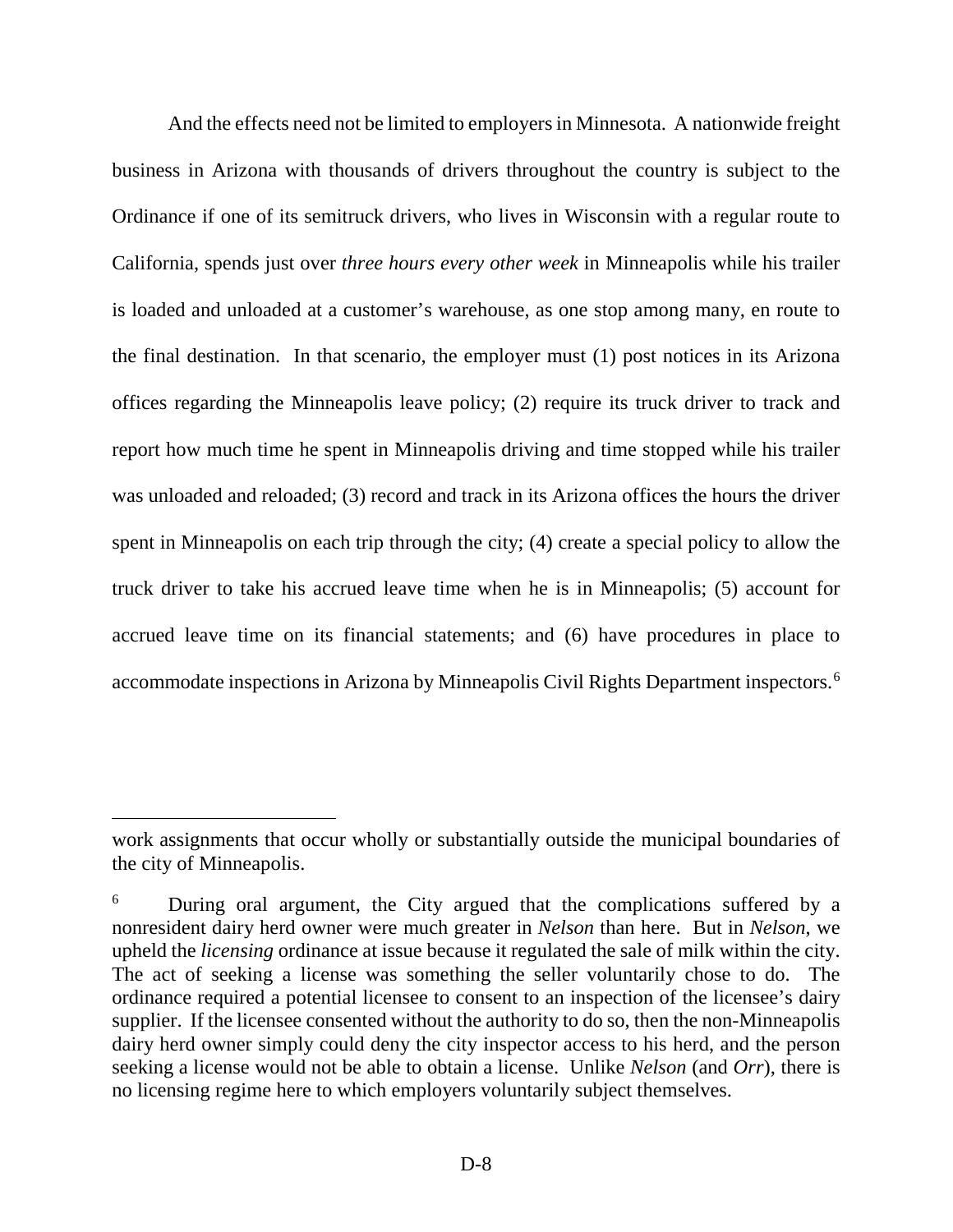And the effects need not be limited to employers in Minnesota. A nationwide freight business in Arizona with thousands of drivers throughout the country is subject to the Ordinance if one of its semitruck drivers, who lives in Wisconsin with a regular route to California, spends just over *three hours every other week* in Minneapolis while his trailer is loaded and unloaded at a customer's warehouse, as one stop among many, en route to the final destination. In that scenario, the employer must (1) post notices in its Arizona offices regarding the Minneapolis leave policy; (2) require its truck driver to track and report how much time he spent in Minneapolis driving and time stopped while his trailer was unloaded and reloaded; (3) record and track in its Arizona offices the hours the driver spent in Minneapolis on each trip through the city; (4) create a special policy to allow the truck driver to take his accrued leave time when he is in Minneapolis; (5) account for accrued leave time on its financial statements; and (6) have procedures in place to accommodate inspections in Arizona by Minneapolis Civil Rights Department inspectors.[6]

---

work assignments that occur wholly or substantially outside the municipal boundaries of the city of Minneapolis.

[6] During oral argument, the City argued that the complications suffered by a nonresident dairy herd owner were much greater in *Nelson* than here. But in *Nelson*, we upheld the *licensing* ordinance at issue because it regulated the sale of milk within the city. The act of seeking a license was something the seller voluntarily chose to do. The ordinance required a potential licensee to consent to an inspection of the licensee's dairy supplier. If the licensee consented without the authority to do so, then the non-Minneapolis dairy herd owner simply could deny the city inspector access to his herd, and the person seeking a license would not be able to obtain a license. Unlike *Nelson* (and *Orr*), there is no licensing regime here to which employers voluntarily subject themselves.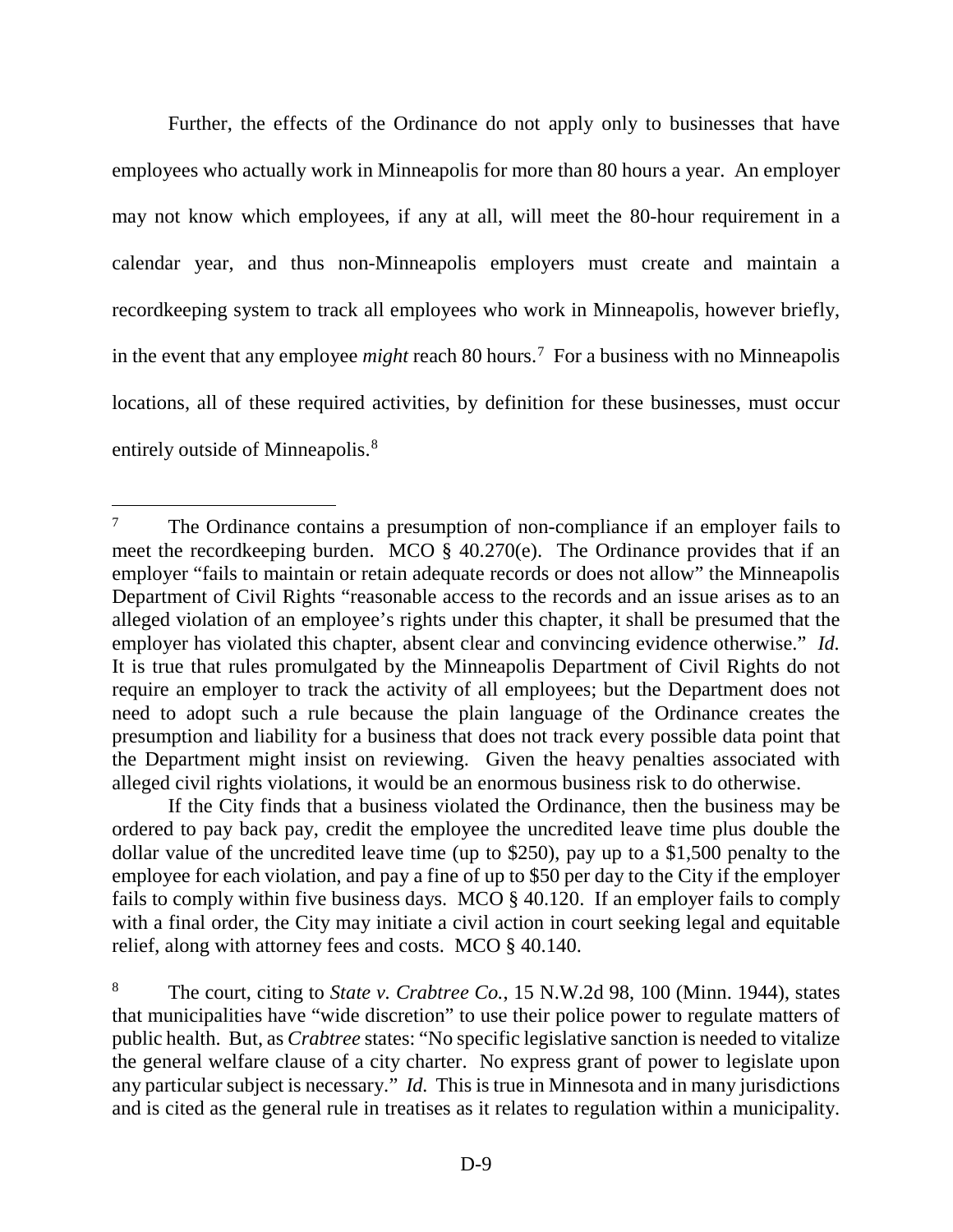Further, the effects of the Ordinance do not apply only to businesses that have employees who actually work in Minneapolis for more than 80 hours a year. An employer may not know which employees, if any at all, will meet the 80-hour requirement in a calendar year, and thus non-Minneapolis employers must create and maintain a recordkeeping system to track all employees who work in Minneapolis, however briefly, in the event that any employee *might* reach 80 hours.[7] For a business with no Minneapolis locations, all of these required activities, by definition for these businesses, must occur entirely outside of Minneapolis.[8]

---

[7] The Ordinance contains a presumption of non-compliance if an employer fails to meet the recordkeeping burden. MCO § 40.270(e). The Ordinance provides that if an employer "fails to maintain or retain adequate records or does not allow" the Minneapolis Department of Civil Rights "reasonable access to the records and an issue arises as to an alleged violation of an employee's rights under this chapter, it shall be presumed that the employer has violated this chapter, absent clear and convincing evidence otherwise." *Id.* It is true that rules promulgated by the Minneapolis Department of Civil Rights do not require an employer to track the activity of all employees; but the Department does not need to adopt such a rule because the plain language of the Ordinance creates the presumption and liability for a business that does not track every possible data point that the Department might insist on reviewing. Given the heavy penalties associated with alleged civil rights violations, it would be an enormous business risk to do otherwise.

If the City finds that a business violated the Ordinance, then the business may be ordered to pay back pay, credit the employee the uncredited leave time plus double the dollar value of the uncredited leave time (up to $250), pay up to a $1,500 penalty to the employee for each violation, and pay a fine of up to $50 per day to the City if the employer fails to comply within five business days. MCO § 40.120. If an employer fails to comply with a final order, the City may initiate a civil action in court seeking legal and equitable relief, along with attorney fees and costs. MCO § 40.140.

[8] The court, citing to *State v. Crabtree Co.*, 15 N.W.2d 98, 100 (Minn. 1944), states that municipalities have "wide discretion" to use their police power to regulate matters of public health. But, as *Crabtree* states: "No specific legislative sanction is needed to vitalize the general welfare clause of a city charter. No express grant of power to legislate upon any particular subject is necessary." *Id.* This is true in Minnesota and in many jurisdictions and is cited as the general rule in treatises as it relates to regulation within a municipality.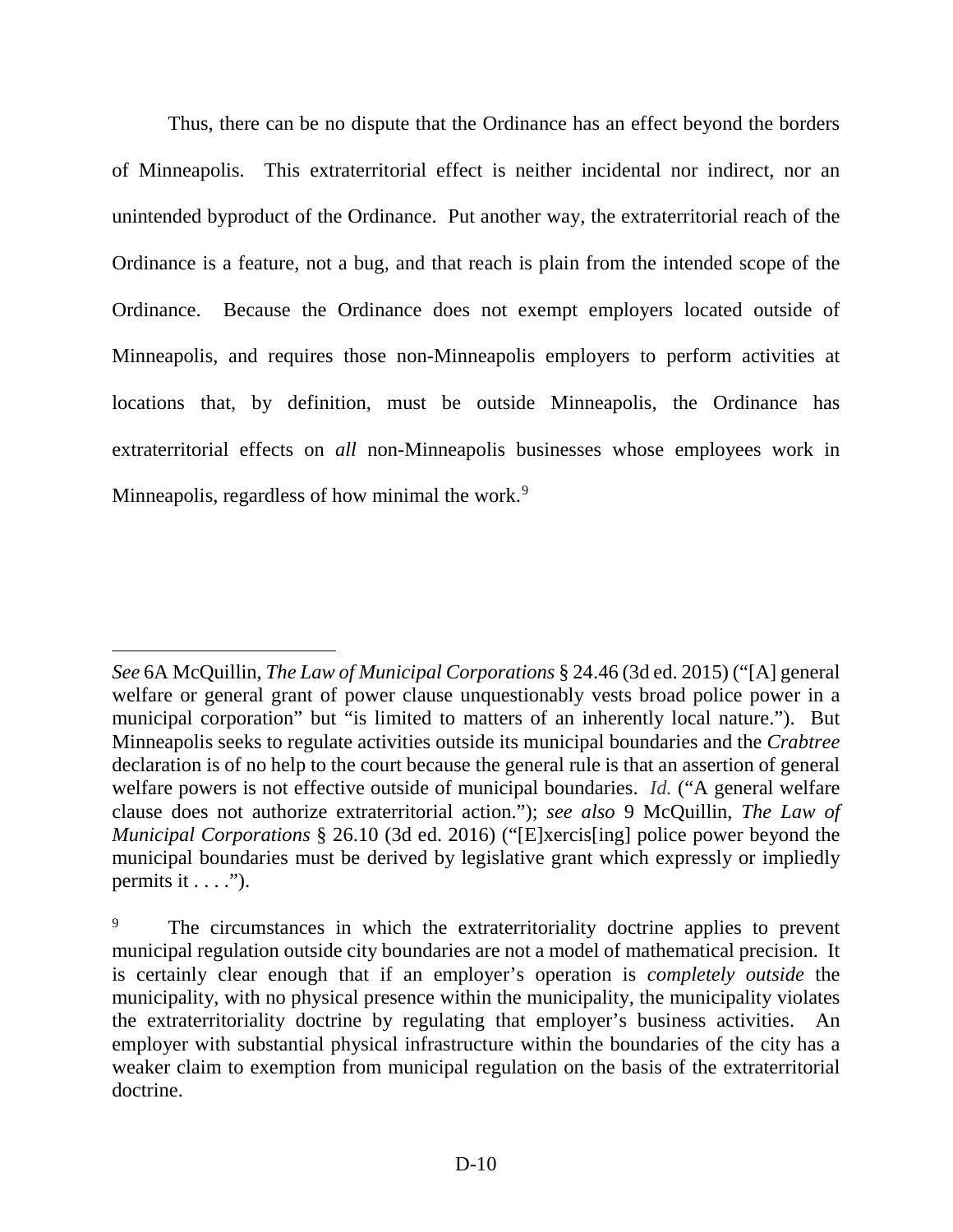Thus, there can be no dispute that the Ordinance has an effect beyond the borders of Minneapolis. This extraterritorial effect is neither incidental nor indirect, nor an unintended byproduct of the Ordinance. Put another way, the extraterritorial reach of the Ordinance is a feature, not a bug, and that reach is plain from the intended scope of the Ordinance. Because the Ordinance does not exempt employers located outside of Minneapolis, and requires those non-Minneapolis employers to perform activities at locations that, by definition, must be outside Minneapolis, the Ordinance has extraterritorial effects on *all* non-Minneapolis businesses whose employees work in Minneapolis, regardless of how minimal the work.[9]

---

*See* 6A McQuillin, *The Law of Municipal Corporations* § 24.46 (3d ed. 2015) ("[A] general welfare or general grant of power clause unquestionably vests broad police power in a municipal corporation" but "is limited to matters of an inherently local nature."). But Minneapolis seeks to regulate activities outside its municipal boundaries and the *Crabtree* declaration is of no help to the court because the general rule is that an assertion of general welfare powers is not effective outside of municipal boundaries. *Id.* ("A general welfare clause does not authorize extraterritorial action."); *see also* 9 McQuillin, *The Law of Municipal Corporations* § 26.10 (3d ed. 2016) ("[E]xercis[ing] police power beyond the municipal boundaries must be derived by legislative grant which expressly or impliedly permits it . . . .").

[9] The circumstances in which the extraterritoriality doctrine applies to prevent municipal regulation outside city boundaries are not a model of mathematical precision. It is certainly clear enough that if an employer's operation is *completely outside* the municipality, with no physical presence within the municipality, the municipality violates the extraterritoriality doctrine by regulating that employer's business activities. An employer with substantial physical infrastructure within the boundaries of the city has a weaker claim to exemption from municipal regulation on the basis of the extraterritorial doctrine.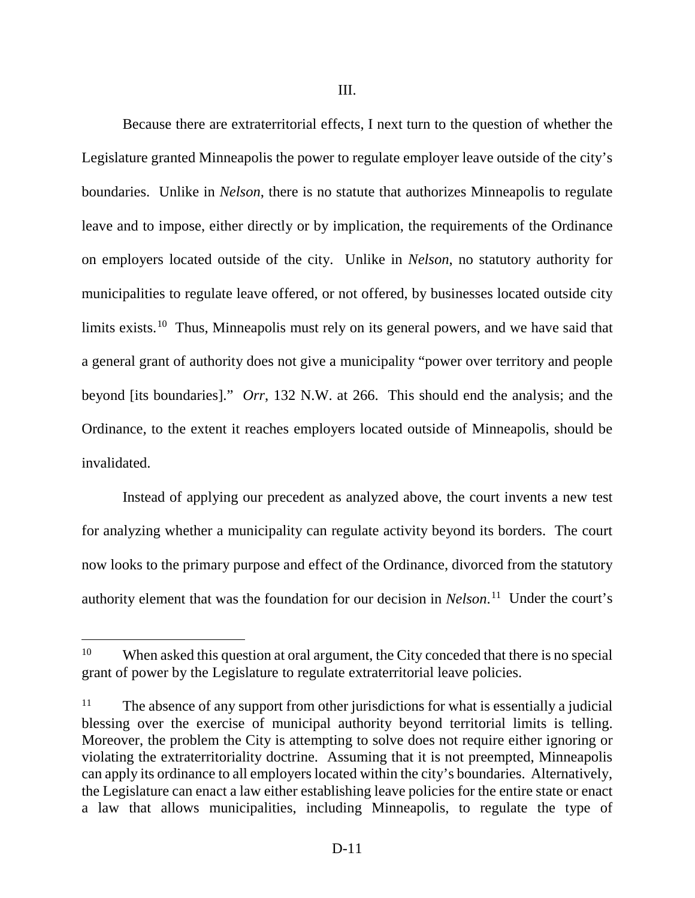III.

Because there are extraterritorial effects, I next turn to the question of whether the Legislature granted Minneapolis the power to regulate employer leave outside of the city's boundaries. Unlike in *Nelson*, there is no statute that authorizes Minneapolis to regulate leave and to impose, either directly or by implication, the requirements of the Ordinance on employers located outside of the city. Unlike in *Nelson*, no statutory authority for municipalities to regulate leave offered, or not offered, by businesses located outside city limits exists.[10] Thus, Minneapolis must rely on its general powers, and we have said that a general grant of authority does not give a municipality "power over territory and people beyond [its boundaries]." *Orr*, 132 N.W. at 266. This should end the analysis; and the Ordinance, to the extent it reaches employers located outside of Minneapolis, should be invalidated.

Instead of applying our precedent as analyzed above, the court invents a new test for analyzing whether a municipality can regulate activity beyond its borders. The court now looks to the primary purpose and effect of the Ordinance, divorced from the statutory authority element that was the foundation for our decision in *Nelson*.[11] Under the court's

---

[10] When asked this question at oral argument, the City conceded that there is no special grant of power by the Legislature to regulate extraterritorial leave policies.

[11] The absence of any support from other jurisdictions for what is essentially a judicial blessing over the exercise of municipal authority beyond territorial limits is telling. Moreover, the problem the City is attempting to solve does not require either ignoring or violating the extraterritoriality doctrine. Assuming that it is not preempted, Minneapolis can apply its ordinance to all employers located within the city's boundaries. Alternatively, the Legislature can enact a law either establishing leave policies for the entire state or enact a law that allows municipalities, including Minneapolis, to regulate the type of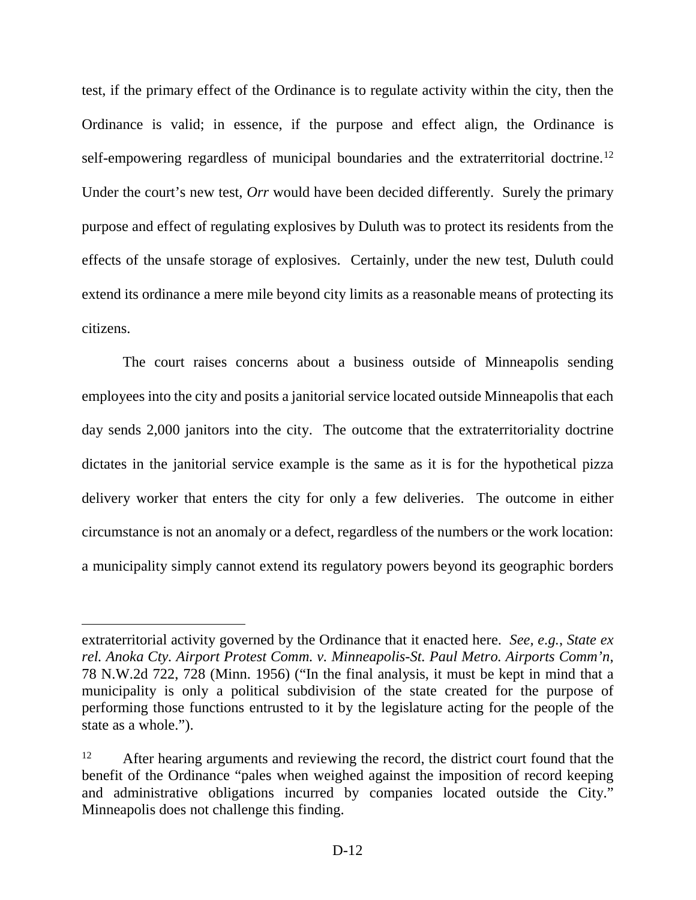test, if the primary effect of the Ordinance is to regulate activity within the city, then the Ordinance is valid; in essence, if the purpose and effect align, the Ordinance is self-empowering regardless of municipal boundaries and the extraterritorial doctrine.[12] Under the court's new test, *Orr* would have been decided differently. Surely the primary purpose and effect of regulating explosives by Duluth was to protect its residents from the effects of the unsafe storage of explosives. Certainly, under the new test, Duluth could extend its ordinance a mere mile beyond city limits as a reasonable means of protecting its citizens.

The court raises concerns about a business outside of Minneapolis sending employees into the city and posits a janitorial service located outside Minneapolis that each day sends 2,000 janitors into the city. The outcome that the extraterritoriality doctrine dictates in the janitorial service example is the same as it is for the hypothetical pizza delivery worker that enters the city for only a few deliveries. The outcome in either circumstance is not an anomaly or a defect, regardless of the numbers or the work location: a municipality simply cannot extend its regulatory powers beyond its geographic borders

---

extraterritorial activity governed by the Ordinance that it enacted here. *See, e.g.*, *State ex rel. Anoka Cty. Airport Protest Comm. v. Minneapolis-St. Paul Metro. Airports Comm'n*, 78 N.W.2d 722, 728 (Minn. 1956) ("In the final analysis, it must be kept in mind that a municipality is only a political subdivision of the state created for the purpose of performing those functions entrusted to it by the legislature acting for the people of the state as a whole.").

[12] After hearing arguments and reviewing the record, the district court found that the benefit of the Ordinance "pales when weighed against the imposition of record keeping and administrative obligations incurred by companies located outside the City." Minneapolis does not challenge this finding.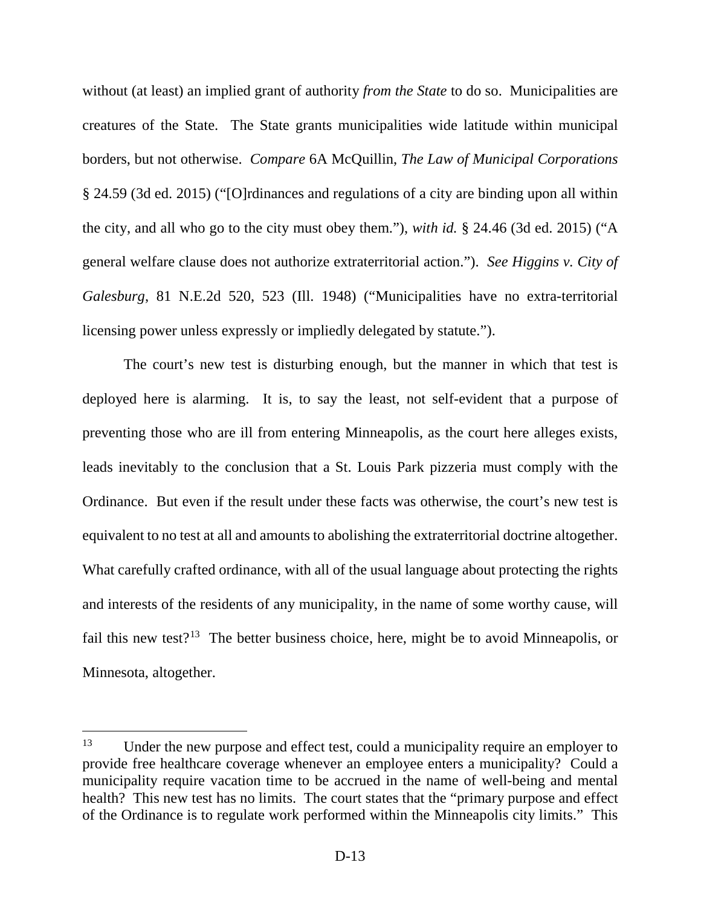without (at least) an implied grant of authority *from the State* to do so. Municipalities are creatures of the State. The State grants municipalities wide latitude within municipal borders, but not otherwise. *Compare* 6A McQuillin, *The Law of Municipal Corporations* § 24.59 (3d ed. 2015) ("[O]rdinances and regulations of a city are binding upon all within the city, and all who go to the city must obey them."), *with id.* § 24.46 (3d ed. 2015) ("A general welfare clause does not authorize extraterritorial action."). *See Higgins v. City of Galesburg*, 81 N.E.2d 520, 523 (Ill. 1948) ("Municipalities have no extra-territorial licensing power unless expressly or impliedly delegated by statute.").

The court's new test is disturbing enough, but the manner in which that test is deployed here is alarming. It is, to say the least, not self-evident that a purpose of preventing those who are ill from entering Minneapolis, as the court here alleges exists, leads inevitably to the conclusion that a St. Louis Park pizzeria must comply with the Ordinance. But even if the result under these facts was otherwise, the court's new test is equivalent to no test at all and amounts to abolishing the extraterritorial doctrine altogether. What carefully crafted ordinance, with all of the usual language about protecting the rights and interests of the residents of any municipality, in the name of some worthy cause, will fail this new test?[13] The better business choice, here, might be to avoid Minneapolis, or Minnesota, altogether.

---

[13] Under the new purpose and effect test, could a municipality require an employer to provide free healthcare coverage whenever an employee enters a municipality? Could a municipality require vacation time to be accrued in the name of well-being and mental health? This new test has no limits. The court states that the "primary purpose and effect of the Ordinance is to regulate work performed within the Minneapolis city limits." This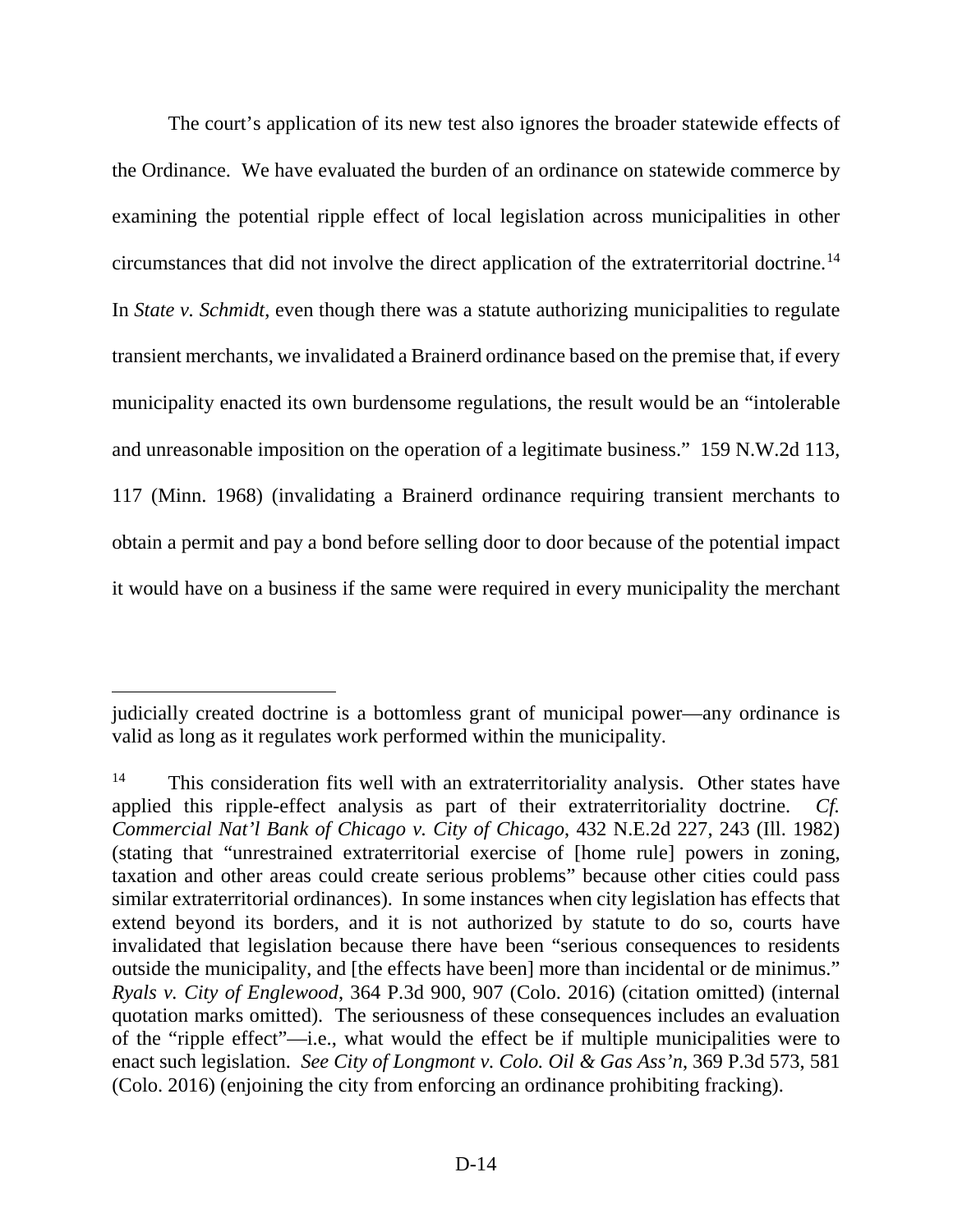The court's application of its new test also ignores the broader statewide effects of the Ordinance. We have evaluated the burden of an ordinance on statewide commerce by examining the potential ripple effect of local legislation across municipalities in other circumstances that did not involve the direct application of the extraterritorial doctrine.[14] In *State v. Schmidt*, even though there was a statute authorizing municipalities to regulate transient merchants, we invalidated a Brainerd ordinance based on the premise that, if every municipality enacted its own burdensome regulations, the result would be an "intolerable and unreasonable imposition on the operation of a legitimate business." 159 N.W.2d 113, 117 (Minn. 1968) (invalidating a Brainerd ordinance requiring transient merchants to obtain a permit and pay a bond before selling door to door because of the potential impact it would have on a business if the same were required in every municipality the merchant

---

judicially created doctrine is a bottomless grant of municipal power—any ordinance is valid as long as it regulates work performed within the municipality.

[14] This consideration fits well with an extraterritoriality analysis. Other states have applied this ripple-effect analysis as part of their extraterritoriality doctrine. *Cf. Commercial Nat'l Bank of Chicago v. City of Chicago*, 432 N.E.2d 227, 243 (Ill. 1982) (stating that "unrestrained extraterritorial exercise of [home rule] powers in zoning, taxation and other areas could create serious problems" because other cities could pass similar extraterritorial ordinances). In some instances when city legislation has effects that extend beyond its borders, and it is not authorized by statute to do so, courts have invalidated that legislation because there have been "serious consequences to residents outside the municipality, and [the effects have been] more than incidental or de minimus." *Ryals v. City of Englewood*, 364 P.3d 900, 907 (Colo. 2016) (citation omitted) (internal quotation marks omitted). The seriousness of these consequences includes an evaluation of the "ripple effect"—i.e., what would the effect be if multiple municipalities were to enact such legislation. *See City of Longmont v. Colo. Oil & Gas Ass'n*, 369 P.3d 573, 581 (Colo. 2016) (enjoining the city from enforcing an ordinance prohibiting fracking).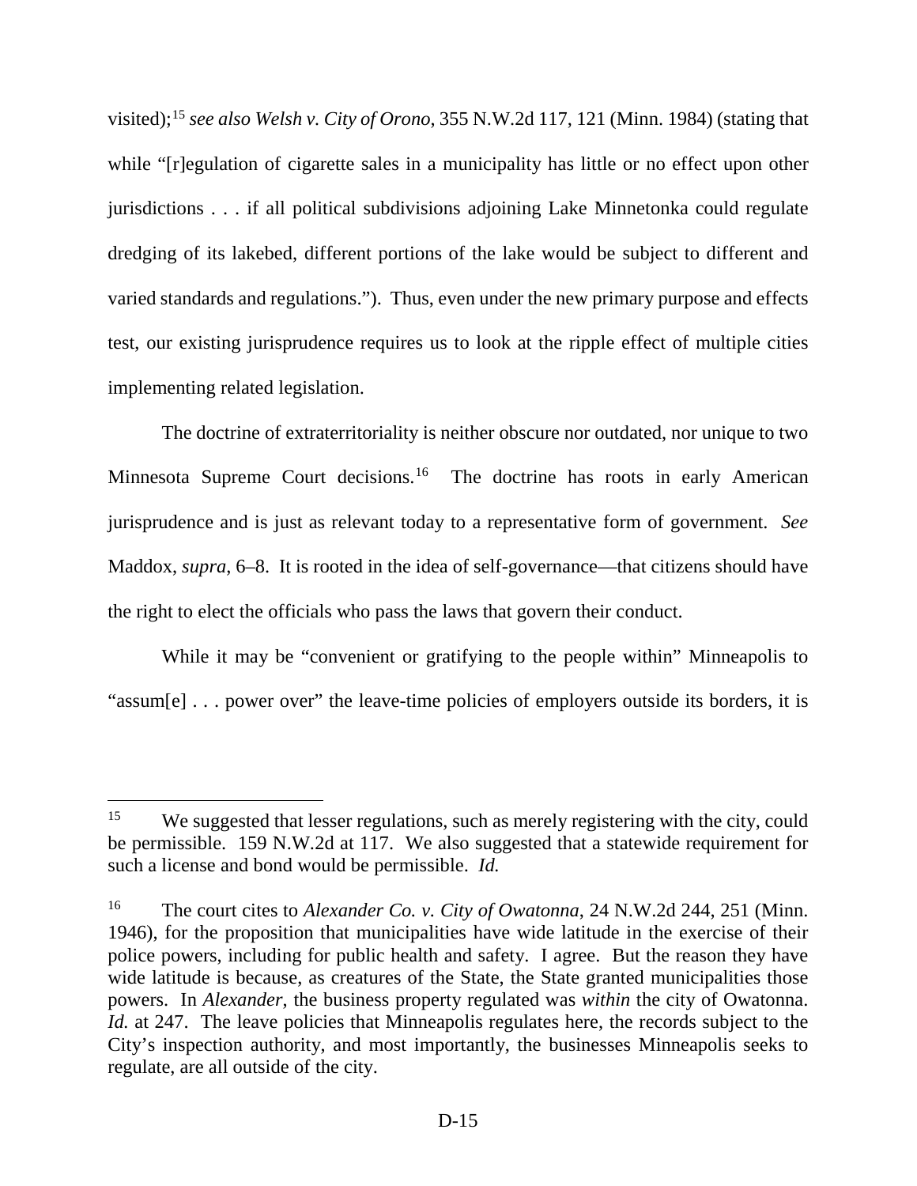visited);[15] *see also Welsh v. City of Orono*, 355 N.W.2d 117, 121 (Minn. 1984) (stating that while "[r]egulation of cigarette sales in a municipality has little or no effect upon other jurisdictions . . . if all political subdivisions adjoining Lake Minnetonka could regulate dredging of its lakebed, different portions of the lake would be subject to different and varied standards and regulations."). Thus, even under the new primary purpose and effects test, our existing jurisprudence requires us to look at the ripple effect of multiple cities implementing related legislation.

The doctrine of extraterritoriality is neither obscure nor outdated, nor unique to two Minnesota Supreme Court decisions.[16] The doctrine has roots in early American jurisprudence and is just as relevant today to a representative form of government. *See* Maddox, *supra*, 6–8. It is rooted in the idea of self-governance—that citizens should have the right to elect the officials who pass the laws that govern their conduct.

While it may be "convenient or gratifying to the people within" Minneapolis to "assum[e] . . . power over" the leave-time policies of employers outside its borders, it is

---

[15] We suggested that lesser regulations, such as merely registering with the city, could be permissible. 159 N.W.2d at 117. We also suggested that a statewide requirement for such a license and bond would be permissible. *Id.*

[16] The court cites to *Alexander Co. v. City of Owatonna*, 24 N.W.2d 244, 251 (Minn. 1946), for the proposition that municipalities have wide latitude in the exercise of their police powers, including for public health and safety. I agree. But the reason they have wide latitude is because, as creatures of the State, the State granted municipalities those powers. In *Alexander*, the business property regulated was *within* the city of Owatonna. *Id.* at 247. The leave policies that Minneapolis regulates here, the records subject to the City's inspection authority, and most importantly, the businesses Minneapolis seeks to regulate, are all outside of the city.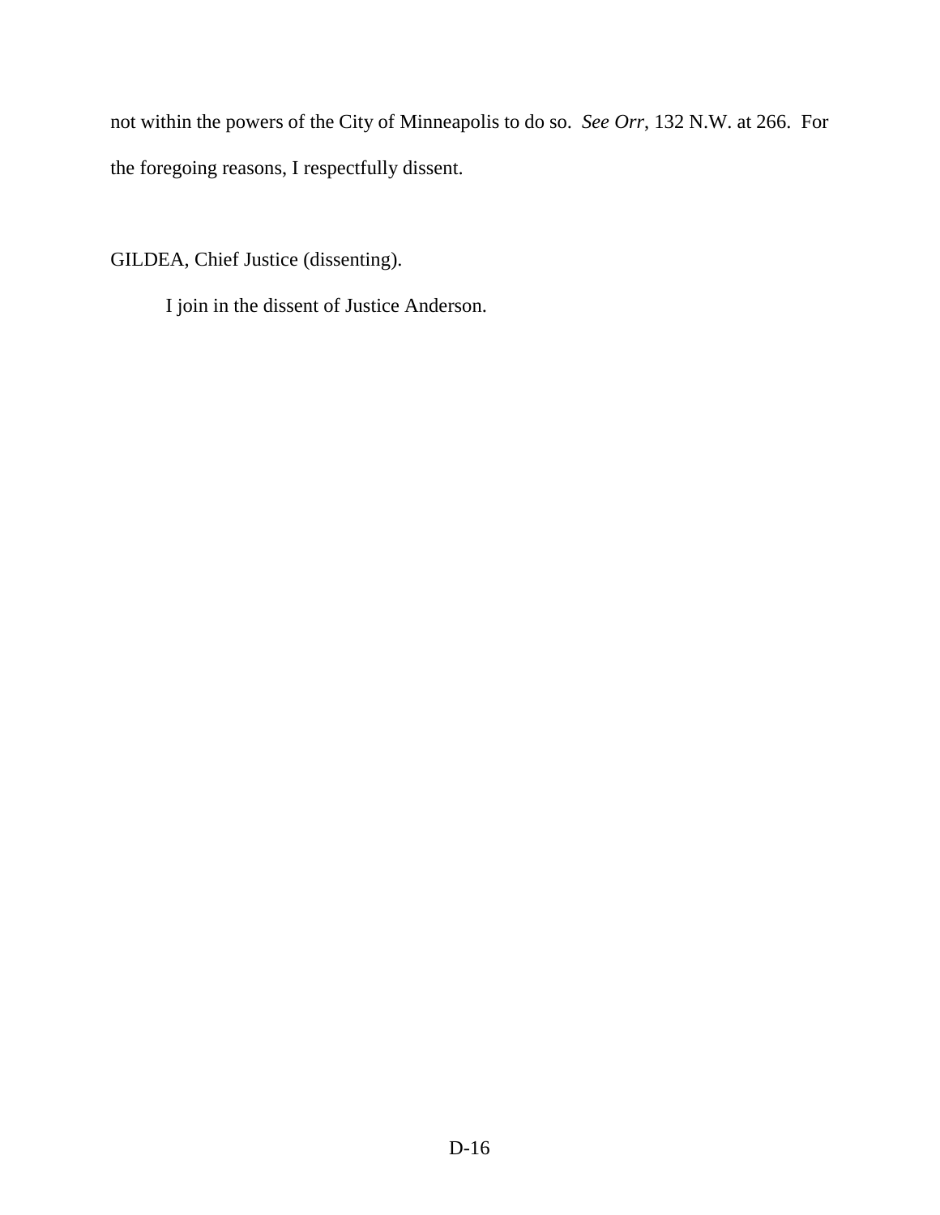not within the powers of the City of Minneapolis to do so. *See Orr*, 132 N.W. at 266. For the foregoing reasons, I respectfully dissent.

GILDEA, Chief Justice (dissenting).

I join in the dissent of Justice Anderson.